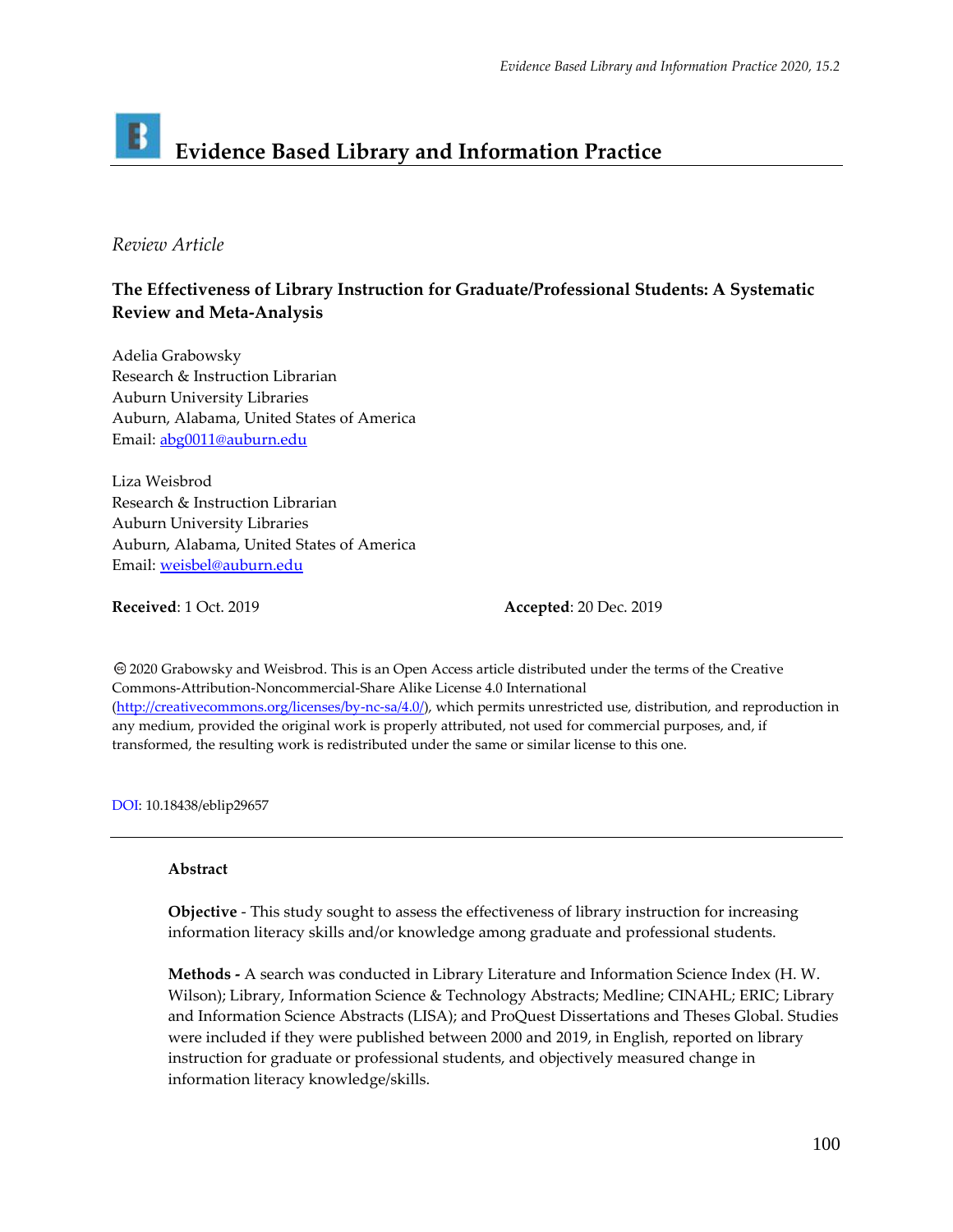# Evidence Based Library and Information Practice

*Review Article*

**The Effectiveness of Library Instruction for Graduate/Professional Students: A Systematic Review and Meta-Analysis**

Adelia Grabowsky
Research & Instruction Librarian
Auburn University Libraries
Auburn, Alabama, United States of America
Email: abg0011@auburn.edu

Liza Weisbrod
Research & Instruction Librarian
Auburn University Libraries
Auburn, Alabama, United States of America
Email: weisbel@auburn.edu

**Received**: 1 Oct. 2019 **Accepted**: 20 Dec. 2019

© 2020 Grabowsky and Weisbrod. This is an Open Access article distributed under the terms of the Creative Commons-Attribution-Noncommercial-Share Alike License 4.0 International (http://creativecommons.org/licenses/by-nc-sa/4.0/), which permits unrestricted use, distribution, and reproduction in any medium, provided the original work is properly attributed, not used for commercial purposes, and, if transformed, the resulting work is redistributed under the same or similar license to this one.

DOI: 10.18438/eblip29657

---

**Abstract**

**Objective** - This study sought to assess the effectiveness of library instruction for increasing information literacy skills and/or knowledge among graduate and professional students.

**Methods -** A search was conducted in Library Literature and Information Science Index (H. W. Wilson); Library, Information Science & Technology Abstracts; Medline; CINAHL; ERIC; Library and Information Science Abstracts (LISA); and ProQuest Dissertations and Theses Global. Studies were included if they were published between 2000 and 2019, in English, reported on library instruction for graduate or professional students, and objectively measured change in information literacy knowledge/skills.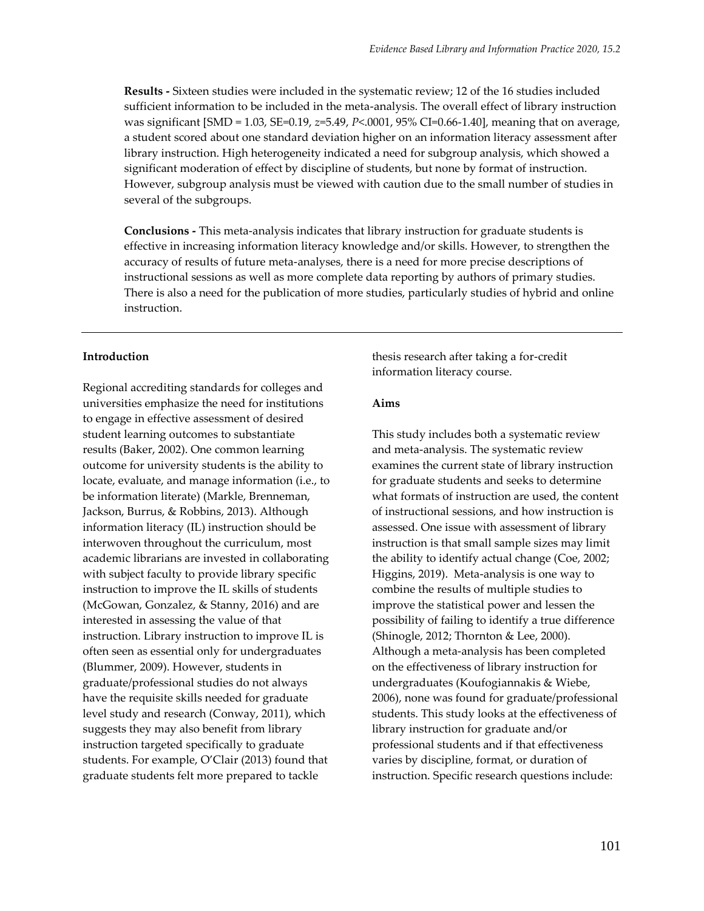**Results -** Sixteen studies were included in the systematic review; 12 of the 16 studies included sufficient information to be included in the meta-analysis. The overall effect of library instruction was significant [SMD = 1.03, SE=0.19, $z$=5.49, $P$<.0001, 95% CI=0.66-1.40], meaning that on average, a student scored about one standard deviation higher on an information literacy assessment after library instruction. High heterogeneity indicated a need for subgroup analysis, which showed a significant moderation of effect by discipline of students, but none by format of instruction. However, subgroup analysis must be viewed with caution due to the small number of studies in several of the subgroups.

**Conclusions -** This meta-analysis indicates that library instruction for graduate students is effective in increasing information literacy knowledge and/or skills. However, to strengthen the accuracy of results of future meta-analyses, there is a need for more precise descriptions of instructional sessions as well as more complete data reporting by authors of primary studies. There is also a need for the publication of more studies, particularly studies of hybrid and online instruction.

---

## Introduction

Regional accrediting standards for colleges and universities emphasize the need for institutions to engage in effective assessment of desired student learning outcomes to substantiate results (Baker, 2002). One common learning outcome for university students is the ability to locate, evaluate, and manage information (i.e., to be information literate) (Markle, Brenneman, Jackson, Burrus, & Robbins, 2013). Although information literacy (IL) instruction should be interwoven throughout the curriculum, most academic librarians are invested in collaborating with subject faculty to provide library specific instruction to improve the IL skills of students (McGowan, Gonzalez, & Stanny, 2016) and are interested in assessing the value of that instruction. Library instruction to improve IL is often seen as essential only for undergraduates (Blummer, 2009). However, students in graduate/professional studies do not always have the requisite skills needed for graduate level study and research (Conway, 2011), which suggests they may also benefit from library instruction targeted specifically to graduate students. For example, O'Clair (2013) found that graduate students felt more prepared to tackle thesis research after taking a for-credit information literacy course.

## Aims

This study includes both a systematic review and meta-analysis. The systematic review examines the current state of library instruction for graduate students and seeks to determine what formats of instruction are used, the content of instructional sessions, and how instruction is assessed. One issue with assessment of library instruction is that small sample sizes may limit the ability to identify actual change (Coe, 2002; Higgins, 2019). Meta-analysis is one way to combine the results of multiple studies to improve the statistical power and lessen the possibility of failing to identify a true difference (Shinogle, 2012; Thornton & Lee, 2000). Although a meta-analysis has been completed on the effectiveness of library instruction for undergraduates (Koufogiannakis & Wiebe, 2006), none was found for graduate/professional students. This study looks at the effectiveness of library instruction for graduate and/or professional students and if that effectiveness varies by discipline, format, or duration of instruction. Specific research questions include: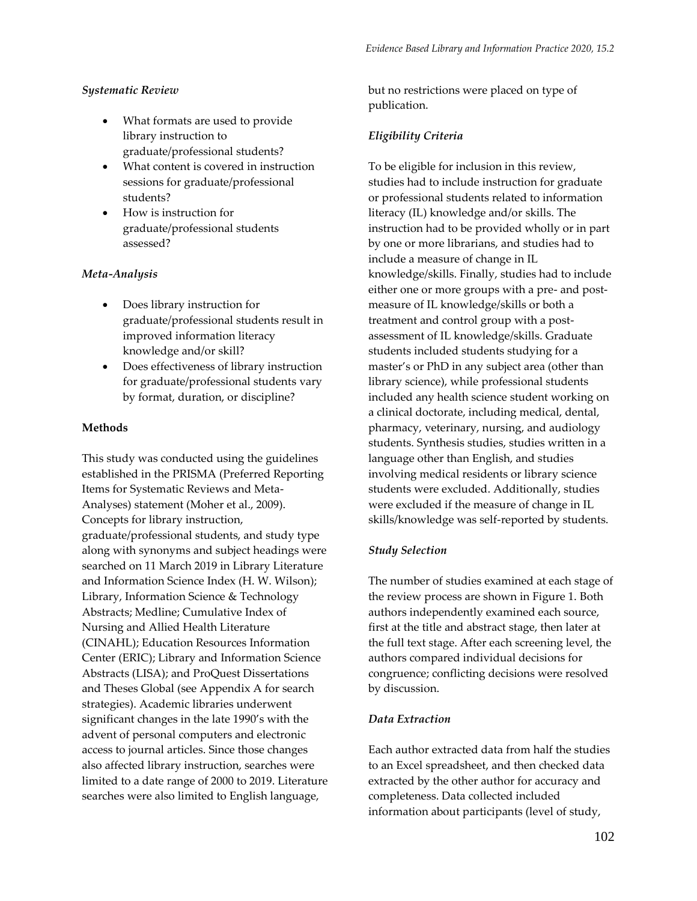### *Systematic Review*

- What formats are used to provide library instruction to graduate/professional students?
- What content is covered in instruction sessions for graduate/professional students?
- How is instruction for graduate/professional students assessed?

### *Meta-Analysis*

- Does library instruction for graduate/professional students result in improved information literacy knowledge and/or skill?
- Does effectiveness of library instruction for graduate/professional students vary by format, duration, or discipline?

## Methods

This study was conducted using the guidelines established in the PRISMA (Preferred Reporting Items for Systematic Reviews and Meta-Analyses) statement (Moher et al., 2009). Concepts for library instruction, graduate/professional students, and study type along with synonyms and subject headings were searched on 11 March 2019 in Library Literature and Information Science Index (H. W. Wilson); Library, Information Science & Technology Abstracts; Medline; Cumulative Index of Nursing and Allied Health Literature (CINAHL); Education Resources Information Center (ERIC); Library and Information Science Abstracts (LISA); and ProQuest Dissertations and Theses Global (see Appendix A for search strategies). Academic libraries underwent significant changes in the late 1990's with the advent of personal computers and electronic access to journal articles. Since those changes also affected library instruction, searches were limited to a date range of 2000 to 2019. Literature searches were also limited to English language, but no restrictions were placed on type of publication.

### *Eligibility Criteria*

To be eligible for inclusion in this review, studies had to include instruction for graduate or professional students related to information literacy (IL) knowledge and/or skills. The instruction had to be provided wholly or in part by one or more librarians, and studies had to include a measure of change in IL knowledge/skills. Finally, studies had to include either one or more groups with a pre- and post-measure of IL knowledge/skills or both a treatment and control group with a post-assessment of IL knowledge/skills. Graduate students included students studying for a master's or PhD in any subject area (other than library science), while professional students included any health science student working on a clinical doctorate, including medical, dental, pharmacy, veterinary, nursing, and audiology students. Synthesis studies, studies written in a language other than English, and studies involving medical residents or library science students were excluded. Additionally, studies were excluded if the measure of change in IL skills/knowledge was self-reported by students.

### *Study Selection*

The number of studies examined at each stage of the review process are shown in Figure 1. Both authors independently examined each source, first at the title and abstract stage, then later at the full text stage. After each screening level, the authors compared individual decisions for congruence; conflicting decisions were resolved by discussion.

### *Data Extraction*

Each author extracted data from half the studies to an Excel spreadsheet, and then checked data extracted by the other author for accuracy and completeness. Data collected included information about participants (level of study,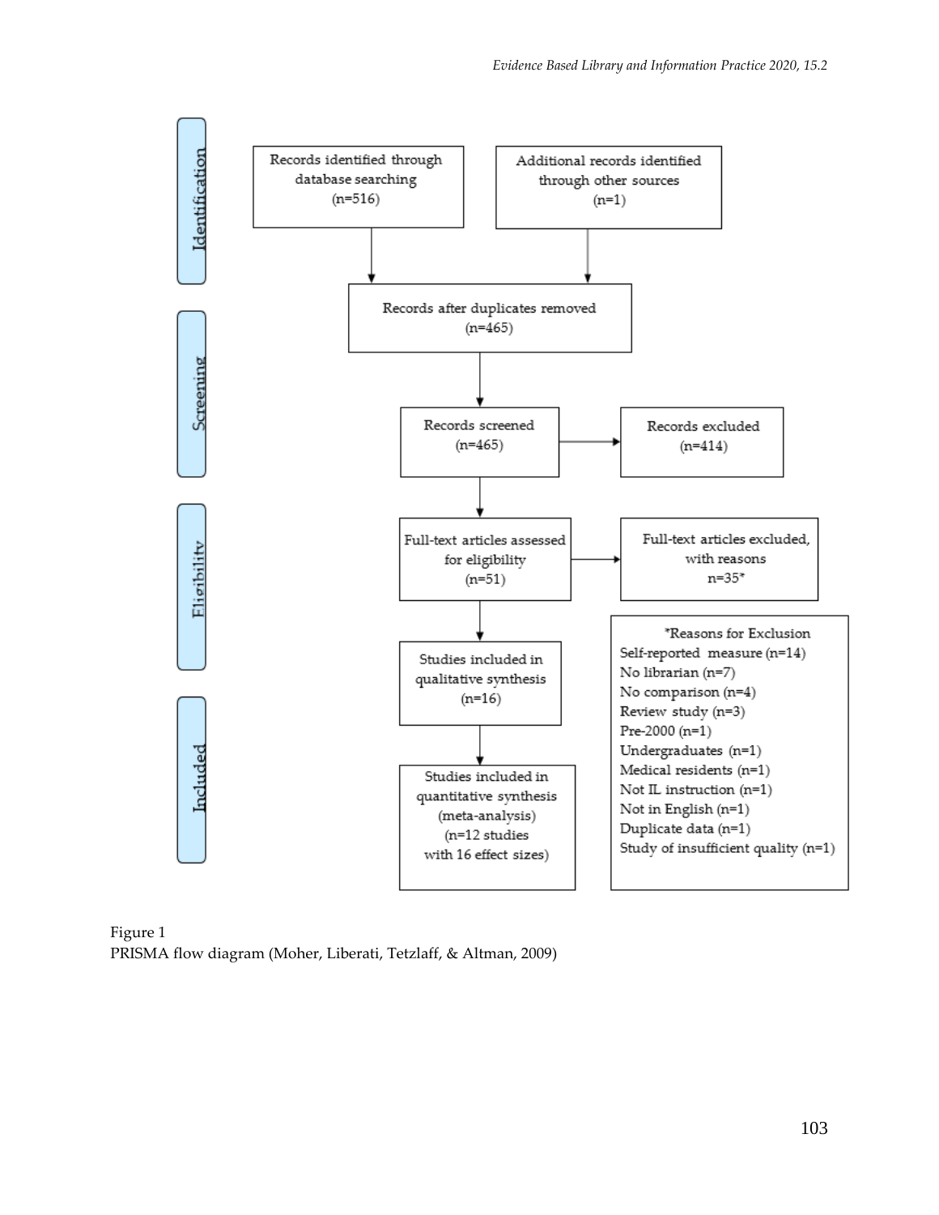Identification

Records identified through database searching (n=516)

Additional records identified through other sources (n=1)

Screening

Records after duplicates removed (n=465)

Records screened (n=465)

Records excluded (n=414)

Eligibility

Full-text articles assessed for eligibility (n=51)

Full-text articles excluded, with reasons n=35*

*Reasons for Exclusion

- Self-reported measure (n=14)
- No librarian (n=7)
- No comparison (n=4)
- Review study (n=3)
- Pre-2000 (n=1)
- Undergraduates (n=1)
- Medical residents (n=1)
- Not IL instruction (n=1)
- Not in English (n=1)
- Duplicate data (n=1)
- Study of insufficient quality (n=1)

Included

Studies included in qualitative synthesis (n=16)

Studies included in quantitative synthesis (meta-analysis) (n=12 studies with 16 effect sizes)

Figure 1
PRISMA flow diagram (Moher, Liberati, Tetzlaff, & Altman, 2009)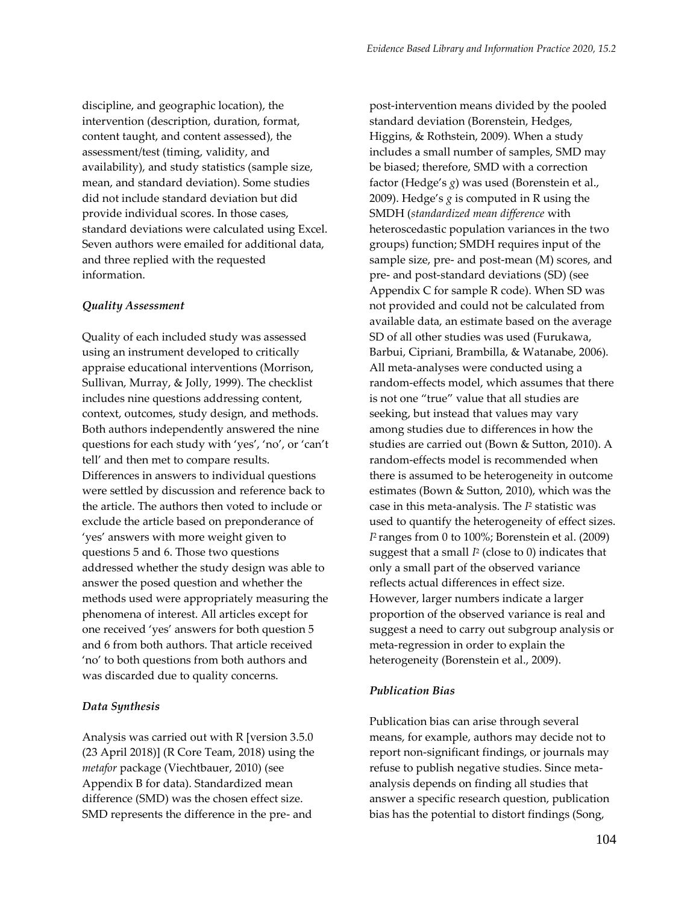discipline, and geographic location), the intervention (description, duration, format, content taught, and content assessed), the assessment/test (timing, validity, and availability), and study statistics (sample size, mean, and standard deviation). Some studies did not include standard deviation but did provide individual scores. In those cases, standard deviations were calculated using Excel. Seven authors were emailed for additional data, and three replied with the requested information.

### *Quality Assessment*

Quality of each included study was assessed using an instrument developed to critically appraise educational interventions (Morrison, Sullivan, Murray, & Jolly, 1999). The checklist includes nine questions addressing content, context, outcomes, study design, and methods. Both authors independently answered the nine questions for each study with 'yes', 'no', or 'can't tell' and then met to compare results. Differences in answers to individual questions were settled by discussion and reference back to the article. The authors then voted to include or exclude the article based on preponderance of 'yes' answers with more weight given to questions 5 and 6. Those two questions addressed whether the study design was able to answer the posed question and whether the methods used were appropriately measuring the phenomena of interest. All articles except for one received 'yes' answers for both question 5 and 6 from both authors. That article received 'no' to both questions from both authors and was discarded due to quality concerns.

### *Data Synthesis*

Analysis was carried out with R [version 3.5.0 (23 April 2018)] (R Core Team, 2018) using the *metafor* package (Viechtbauer, 2010) (see Appendix B for data). Standardized mean difference (SMD) was the chosen effect size. SMD represents the difference in the pre- and post-intervention means divided by the pooled standard deviation (Borenstein, Hedges, Higgins, & Rothstein, 2009). When a study includes a small number of samples, SMD may be biased; therefore, SMD with a correction factor (Hedge's $g$) was used (Borenstein et al., 2009). Hedge's $g$ is computed in R using the SMDH (*standardized mean difference* with heteroscedastic population variances in the two groups) function; SMDH requires input of the sample size, pre- and post-mean (M) scores, and pre- and post-standard deviations (SD) (see Appendix C for sample R code). When SD was not provided and could not be calculated from available data, an estimate based on the average SD of all other studies was used (Furukawa, Barbui, Cipriani, Brambilla, & Watanabe, 2006). All meta-analyses were conducted using a random-effects model, which assumes that there is not one "true" value that all studies are seeking, but instead that values may vary among studies due to differences in how the studies are carried out (Bown & Sutton, 2010). A random-effects model is recommended when there is assumed to be heterogeneity in outcome estimates (Bown & Sutton, 2010), which was the case in this meta-analysis. The $I^2$ statistic was used to quantify the heterogeneity of effect sizes. $I^2$ ranges from 0 to 100%; Borenstein et al. (2009) suggest that a small $I^2$ (close to 0) indicates that only a small part of the observed variance reflects actual differences in effect size. However, larger numbers indicate a larger proportion of the observed variance is real and suggest a need to carry out subgroup analysis or meta-regression in order to explain the heterogeneity (Borenstein et al., 2009).

### *Publication Bias*

Publication bias can arise through several means, for example, authors may decide not to report non-significant findings, or journals may refuse to publish negative studies. Since meta-analysis depends on finding all studies that answer a specific research question, publication bias has the potential to distort findings (Song,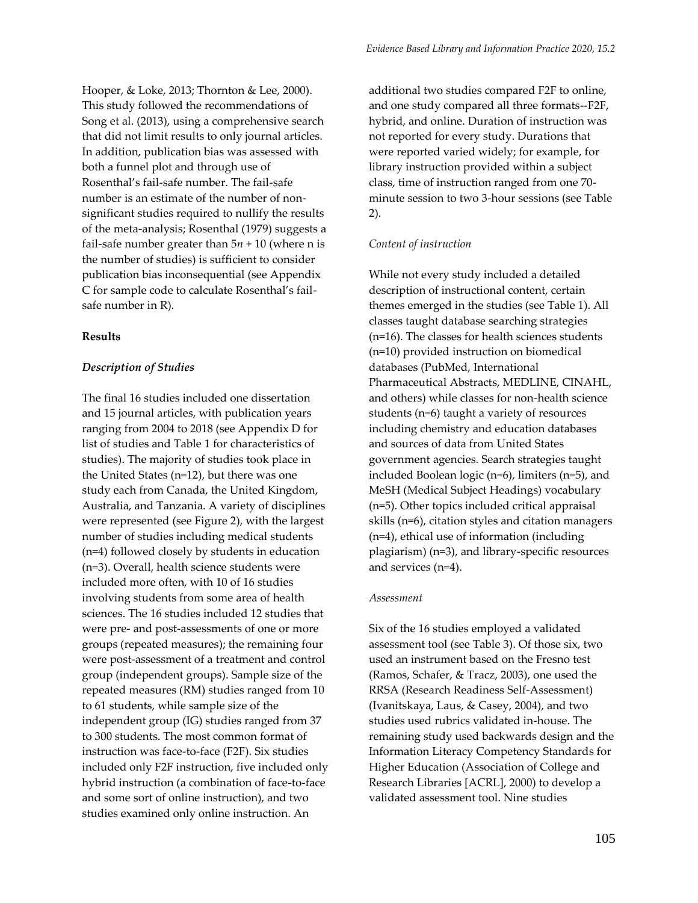Hooper, & Loke, 2013; Thornton & Lee, 2000). This study followed the recommendations of Song et al. (2013), using a comprehensive search that did not limit results to only journal articles. In addition, publication bias was assessed with both a funnel plot and through use of Rosenthal's fail-safe number. The fail-safe number is an estimate of the number of non-significant studies required to nullify the results of the meta-analysis; Rosenthal (1979) suggests a fail-safe number greater than $5n + 10$ (where n is the number of studies) is sufficient to consider publication bias inconsequential (see Appendix C for sample code to calculate Rosenthal's fail-safe number in R).

## Results

### *Description of Studies*

The final 16 studies included one dissertation and 15 journal articles, with publication years ranging from 2004 to 2018 (see Appendix D for list of studies and Table 1 for characteristics of studies). The majority of studies took place in the United States (n=12), but there was one study each from Canada, the United Kingdom, Australia, and Tanzania. A variety of disciplines were represented (see Figure 2), with the largest number of studies including medical students (n=4) followed closely by students in education (n=3). Overall, health science students were included more often, with 10 of 16 studies involving students from some area of health sciences. The 16 studies included 12 studies that were pre- and post-assessments of one or more groups (repeated measures); the remaining four were post-assessment of a treatment and control group (independent groups). Sample size of the repeated measures (RM) studies ranged from 10 to 61 students, while sample size of the independent group (IG) studies ranged from 37 to 300 students. The most common format of instruction was face-to-face (F2F). Six studies included only F2F instruction, five included only hybrid instruction (a combination of face-to-face and some sort of online instruction), and two studies examined only online instruction. An additional two studies compared F2F to online, and one study compared all three formats--F2F, hybrid, and online. Duration of instruction was not reported for every study. Durations that were reported varied widely; for example, for library instruction provided within a subject class, time of instruction ranged from one 70-minute session to two 3-hour sessions (see Table 2).

#### *Content of instruction*

While not every study included a detailed description of instructional content, certain themes emerged in the studies (see Table 1). All classes taught database searching strategies (n=16). The classes for health sciences students (n=10) provided instruction on biomedical databases (PubMed, International Pharmaceutical Abstracts, MEDLINE, CINAHL, and others) while classes for non-health science students (n=6) taught a variety of resources including chemistry and education databases and sources of data from United States government agencies. Search strategies taught included Boolean logic (n=6), limiters (n=5), and MeSH (Medical Subject Headings) vocabulary (n=5). Other topics included critical appraisal skills (n=6), citation styles and citation managers (n=4), ethical use of information (including plagiarism) (n=3), and library-specific resources and services (n=4).

#### *Assessment*

Six of the 16 studies employed a validated assessment tool (see Table 3). Of those six, two used an instrument based on the Fresno test (Ramos, Schafer, & Tracz, 2003), one used the RRSA (Research Readiness Self-Assessment) (Ivanitskaya, Laus, & Casey, 2004), and two studies used rubrics validated in-house. The remaining study used backwards design and the Information Literacy Competency Standards for Higher Education (Association of College and Research Libraries [ACRL], 2000) to develop a validated assessment tool. Nine studies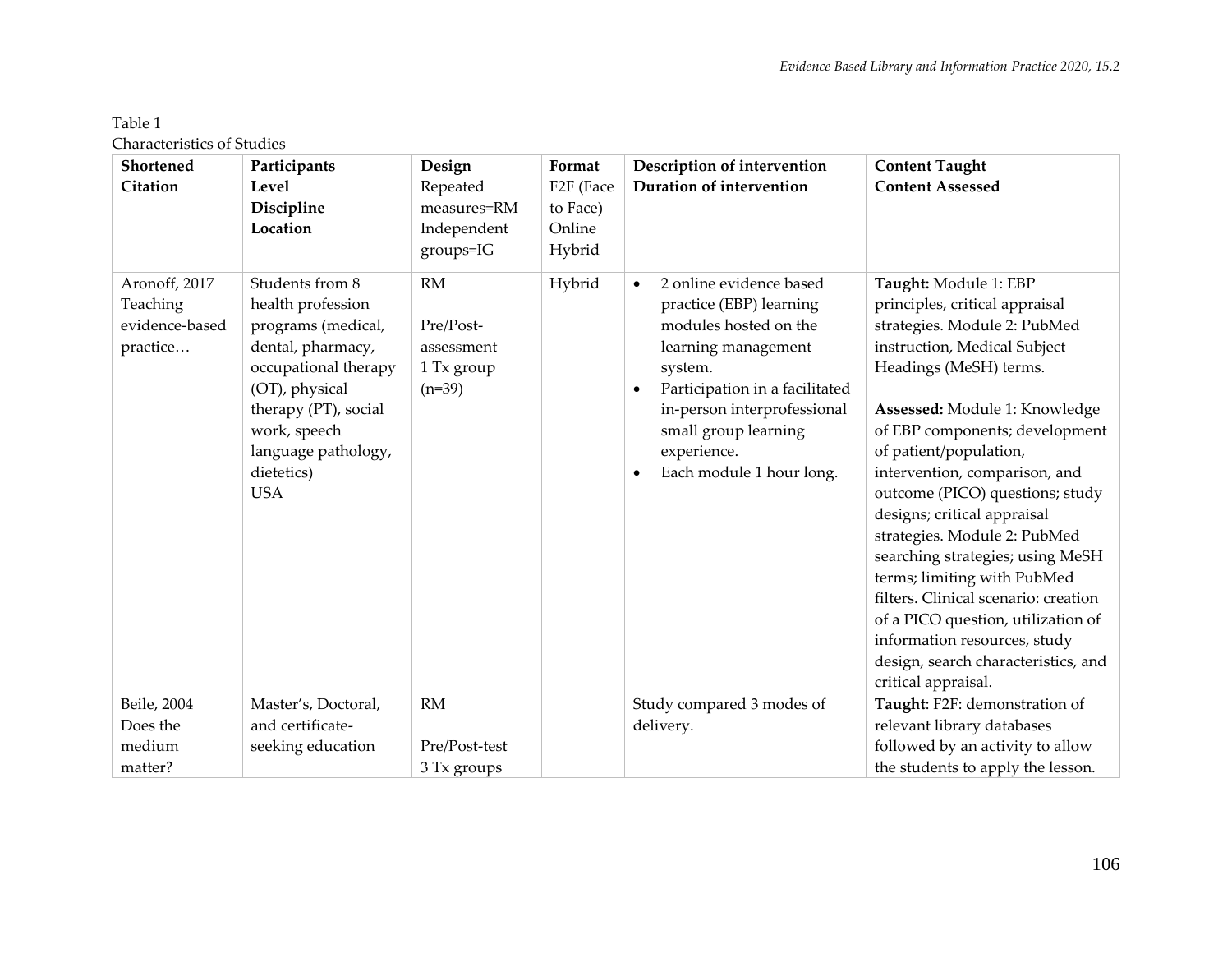Table 1
Characteristics of Studies

| **Shortened Citation** | **Participants Level Discipline Location** | **Design** Repeated measures=RM Independent groups=IG | **Format** F2F (Face to Face) Online Hybrid | **Description of intervention Duration of intervention** | **Content Taught Content Assessed** |
|---|---|---|---|---|---|
| Aronoff, 2017 Teaching evidence-based practice… | Students from 8 health profession programs (medical, dental, pharmacy, occupational therapy (OT), physical therapy (PT), social work, speech language pathology, dietetics) USA | RM<br><br>Pre/Post-assessment 1 Tx group (n=39) | Hybrid | • 2 online evidence based practice (EBP) learning modules hosted on the learning management system.<br>• Participation in a facilitated in-person interprofessional small group learning experience.<br>• Each module 1 hour long. | **Taught:** Module 1: EBP principles, critical appraisal strategies. Module 2: PubMed instruction, Medical Subject Headings (MeSH) terms.<br><br>**Assessed:** Module 1: Knowledge of EBP components; development of patient/population, intervention, comparison, and outcome (PICO) questions; study designs; critical appraisal strategies. Module 2: PubMed searching strategies; using MeSH terms; limiting with PubMed filters. Clinical scenario: creation of a PICO question, utilization of information resources, study design, search characteristics, and critical appraisal. |
| Beile, 2004 Does the medium matter? | Master's, Doctoral, and certificate-seeking education | RM<br><br>Pre/Post-test 3 Tx groups | | Study compared 3 modes of delivery. | **Taught**: F2F: demonstration of relevant library databases followed by an activity to allow the students to apply the lesson. |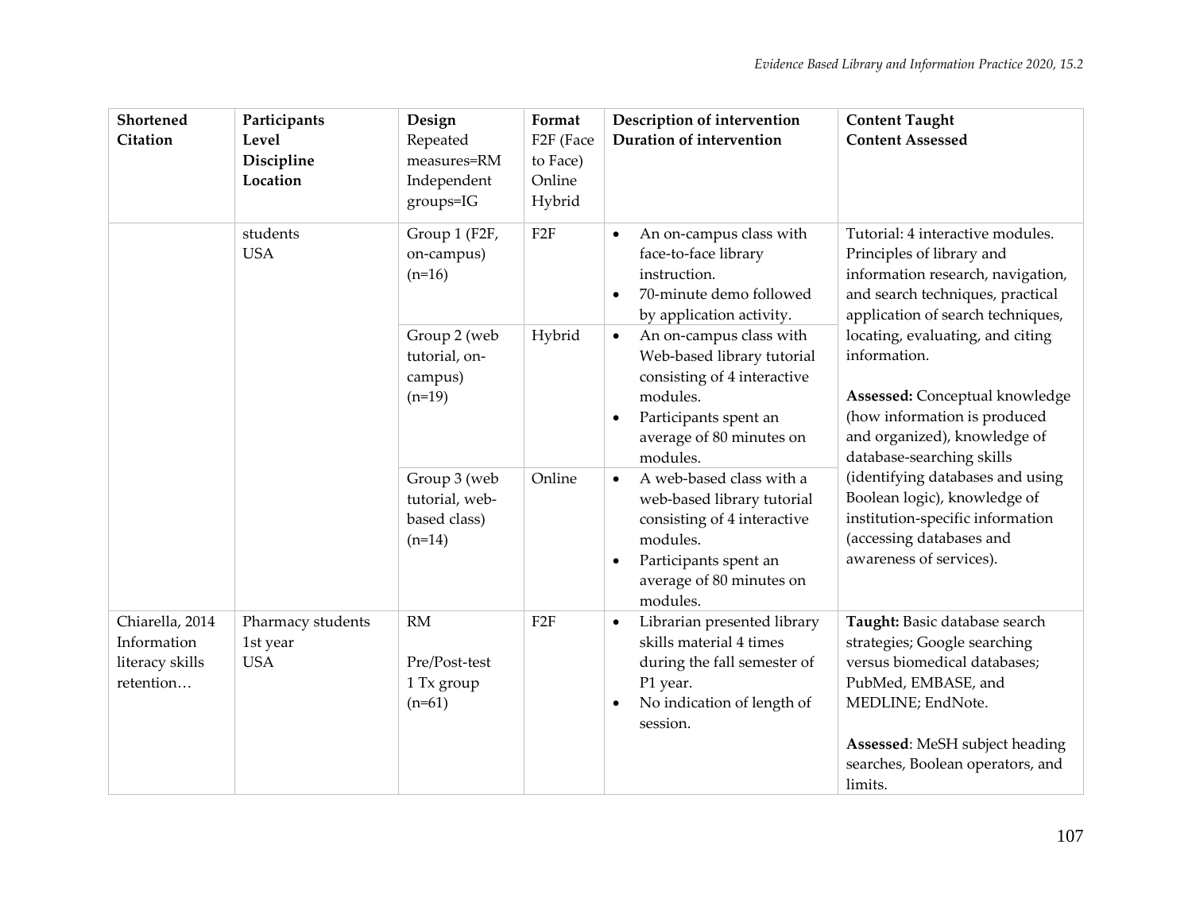| Shortened Citation | Participants Level Discipline Location | Design Repeated measures=RM Independent groups=IG | Format F2F (Face to Face) Online Hybrid | Description of intervention Duration of intervention | Content Taught Content Assessed |
|---|---|---|---|---|---|
| | students USA | Group 1 (F2F, on-campus) (n=16) | F2F | • An on-campus class with face-to-face library instruction. • 70-minute demo followed by application activity. | Tutorial: 4 interactive modules. Principles of library and information research, navigation, and search techniques, practical application of search techniques, locating, evaluating, and citing information. **Assessed:** Conceptual knowledge (how information is produced and organized), knowledge of database-searching skills (identifying databases and using Boolean logic), knowledge of institution-specific information (accessing databases and awareness of services). |
| | | Group 2 (web tutorial, on-campus) (n=19) | Hybrid | • An on-campus class with Web-based library tutorial consisting of 4 interactive modules. • Participants spent an average of 80 minutes on modules. | |
| | | Group 3 (web tutorial, web-based class) (n=14) | Online | • A web-based class with a web-based library tutorial consisting of 4 interactive modules. • Participants spent an average of 80 minutes on modules. | |
| Chiarella, 2014 Information literacy skills retention… | Pharmacy students 1st year USA | RM Pre/Post-test 1 Tx group (n=61) | F2F | • Librarian presented library skills material 4 times during the fall semester of P1 year. • No indication of length of session. | **Taught:** Basic database search strategies; Google searching versus biomedical databases; PubMed, EMBASE, and MEDLINE; EndNote. **Assessed**: MeSH subject heading searches, Boolean operators, and limits. |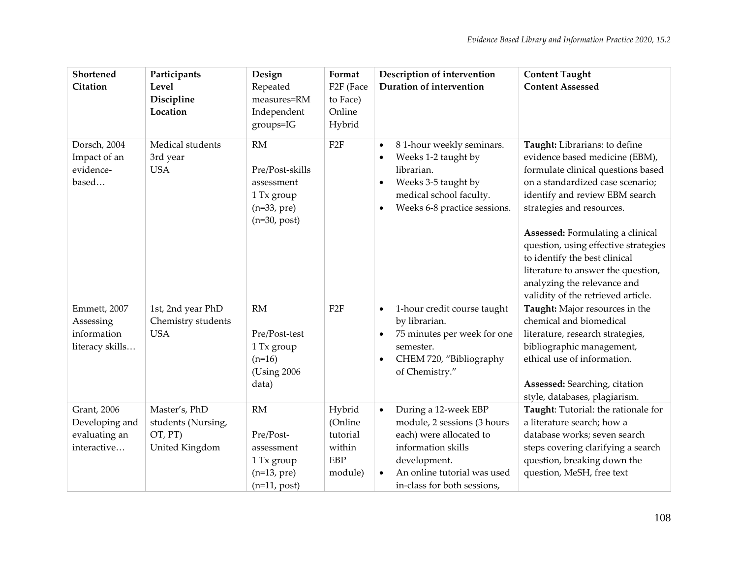| Shortened Citation | Participants<br>**Level**<br>**Discipline**<br>**Location** | Design<br>Repeated measures=RM<br>Independent groups=IG | Format<br>F2F (Face to Face)<br>Online<br>Hybrid | Description of intervention<br>**Duration of intervention** | Content Taught<br>**Content Assessed** |
|---|---|---|---|---|---|
| Dorsch, 2004<br>Impact of an evidence-based… | Medical students<br>3rd year<br>USA | RM<br><br>Pre/Post-skills assessment<br>1 Tx group<br>(n=33, pre)<br>(n=30, post) | F2F | • 8 1-hour weekly seminars.<br>• Weeks 1-2 taught by librarian.<br>• Weeks 3-5 taught by medical school faculty.<br>• Weeks 6-8 practice sessions. | **Taught:** Librarians: to define evidence based medicine (EBM), formulate clinical questions based on a standardized case scenario; identify and review EBM search strategies and resources.<br><br>**Assessed:** Formulating a clinical question, using effective strategies to identify the best clinical literature to answer the question, analyzing the relevance and validity of the retrieved article. |
| Emmett, 2007<br>Assessing information literacy skills… | 1st, 2nd year PhD Chemistry students<br>USA | RM<br><br>Pre/Post-test<br>1 Tx group<br>(n=16)<br>(Using 2006 data) | F2F | • 1-hour credit course taught by librarian.<br>• 75 minutes per week for one semester.<br>• CHEM 720, "Bibliography of Chemistry." | **Taught:** Major resources in the chemical and biomedical literature, research strategies, bibliographic management, ethical use of information.<br><br>**Assessed:** Searching, citation style, databases, plagiarism. |
| Grant, 2006<br>Developing and evaluating an interactive… | Master's, PhD students (Nursing, OT, PT)<br>United Kingdom | RM<br><br>Pre/Post-assessment<br>1 Tx group<br>(n=13, pre)<br>(n=11, post) | Hybrid (Online tutorial within EBP module) | • During a 12-week EBP module, 2 sessions (3 hours each) were allocated to information skills development.<br>• An online tutorial was used in-class for both sessions, | **Taught**: Tutorial: the rationale for a literature search; how a database works; seven search steps covering clarifying a search question, breaking down the question, MeSH, free text |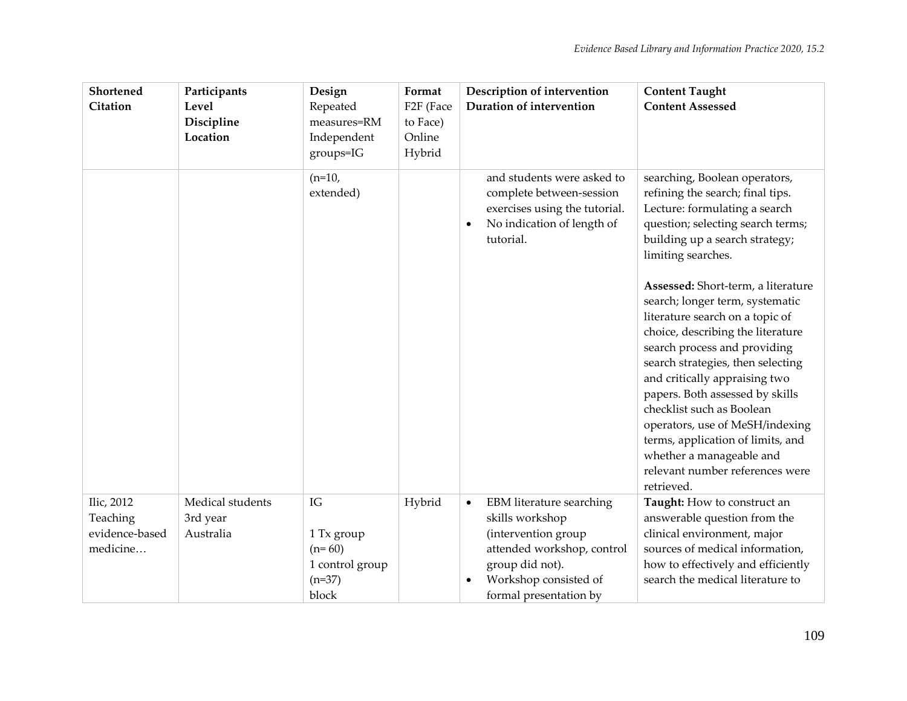| Shortened Citation | Participants Level Discipline Location | Design Repeated measures=RM Independent groups=IG | Format F2F (Face to Face) Online Hybrid | Description of intervention Duration of intervention | Content Taught Content Assessed |
|---|---|---|---|---|---|
| | | (n=10, extended) | | and students were asked to complete between-session exercises using the tutorial.<br>• No indication of length of tutorial. | searching, Boolean operators, refining the search; final tips. Lecture: formulating a search question; selecting search terms; building up a search strategy; limiting searches.<br><br>**Assessed:** Short-term, a literature search; longer term, systematic literature search on a topic of choice, describing the literature search process and providing search strategies, then selecting and critically appraising two papers. Both assessed by skills checklist such as Boolean operators, use of MeSH/indexing terms, application of limits, and whether a manageable and relevant number references were retrieved. |
| Ilic, 2012 Teaching evidence-based medicine… | Medical students 3rd year Australia | IG<br><br>1 Tx group (n= 60)<br>1 control group (n=37)<br>block | Hybrid | • EBM literature searching skills workshop (intervention group attended workshop, control group did not).<br>• Workshop consisted of formal presentation by | **Taught:** How to construct an answerable question from the clinical environment, major sources of medical information, how to effectively and efficiently search the medical literature to |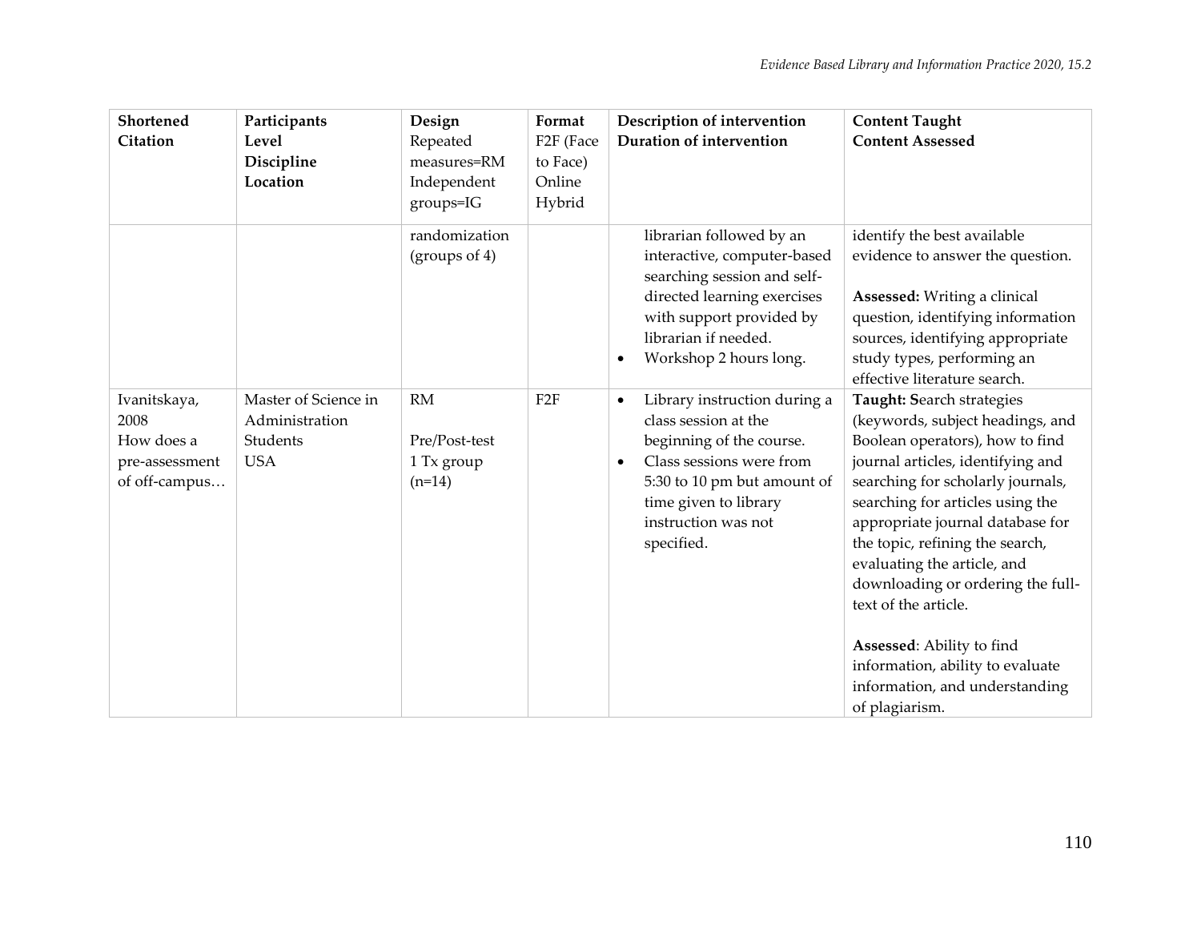| Shortened Citation | Participants Level Discipline Location | Design Repeated measures=RM Independent groups=IG | Format F2F (Face to Face) Online Hybrid | Description of intervention Duration of intervention | Content Taught Content Assessed |
|---|---|---|---|---|---|
| | | randomization (groups of 4) | | librarian followed by an interactive, computer-based searching session and self-directed learning exercises with support provided by librarian if needed.<br>• Workshop 2 hours long. | identify the best available evidence to answer the question.<br><br>**Assessed:** Writing a clinical question, identifying information sources, identifying appropriate study types, performing an effective literature search. |
| Ivanitskaya, 2008<br>How does a pre-assessment of off-campus… | Master of Science in Administration<br>Students<br>USA | RM<br><br>Pre/Post-test<br>1 Tx group (n=14) | F2F | • Library instruction during a class session at the beginning of the course.<br>• Class sessions were from 5:30 to 10 pm but amount of time given to library instruction was not specified. | **Taught: S**earch strategies (keywords, subject headings, and Boolean operators), how to find journal articles, identifying and searching for scholarly journals, searching for articles using the appropriate journal database for the topic, refining the search, evaluating the article, and downloading or ordering the full-text of the article.<br><br>**Assessed**: Ability to find information, ability to evaluate information, and understanding of plagiarism. |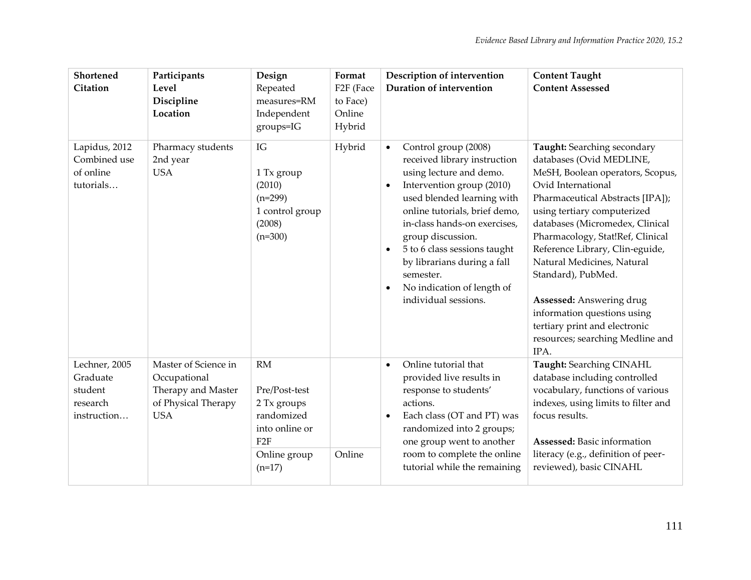| Shortened Citation | Participants Level Discipline Location | Design Repeated measures=RM Independent groups=IG | Format F2F (Face to Face) Online Hybrid | Description of intervention Duration of intervention | Content Taught Content Assessed |
|---|---|---|---|---|---|
| Lapidus, 2012 Combined use of online tutorials… | Pharmacy students<br>2nd year<br>USA | IG<br><br>1 Tx group (2010) (n=299)<br>1 control group (2008) (n=300) | Hybrid | • Control group (2008) received library instruction using lecture and demo.<br>• Intervention group (2010) used blended learning with online tutorials, brief demo, in-class hands-on exercises, group discussion.<br>• 5 to 6 class sessions taught by librarians during a fall semester.<br>• No indication of length of individual sessions. | **Taught:** Searching secondary databases (Ovid MEDLINE, MeSH, Boolean operators, Scopus, Ovid International Pharmaceutical Abstracts [IPA]); using tertiary computerized databases (Micromedex, Clinical Pharmacology, Stat!Ref, Clinical Reference Library, Clin-eguide, Natural Medicines, Natural Standard), PubMed.<br><br>**Assessed:** Answering drug information questions using tertiary print and electronic resources; searching Medline and IPA. |
| Lechner, 2005 Graduate student research instruction… | Master of Science in Occupational Therapy and Master of Physical Therapy<br>USA | RM<br><br>Pre/Post-test<br>2 Tx groups randomized into online or F2F | | • Online tutorial that provided live results in response to students' actions.<br>• Each class (OT and PT) was randomized into 2 groups; one group went to another room to complete the online tutorial while the remaining | **Taught:** Searching CINAHL database including controlled vocabulary, functions of various indexes, using limits to filter and focus results.<br><br>**Assessed:** Basic information literacy (e.g., definition of peer-reviewed), basic CINAHL |
| | | Online group (n=17) | Online | | |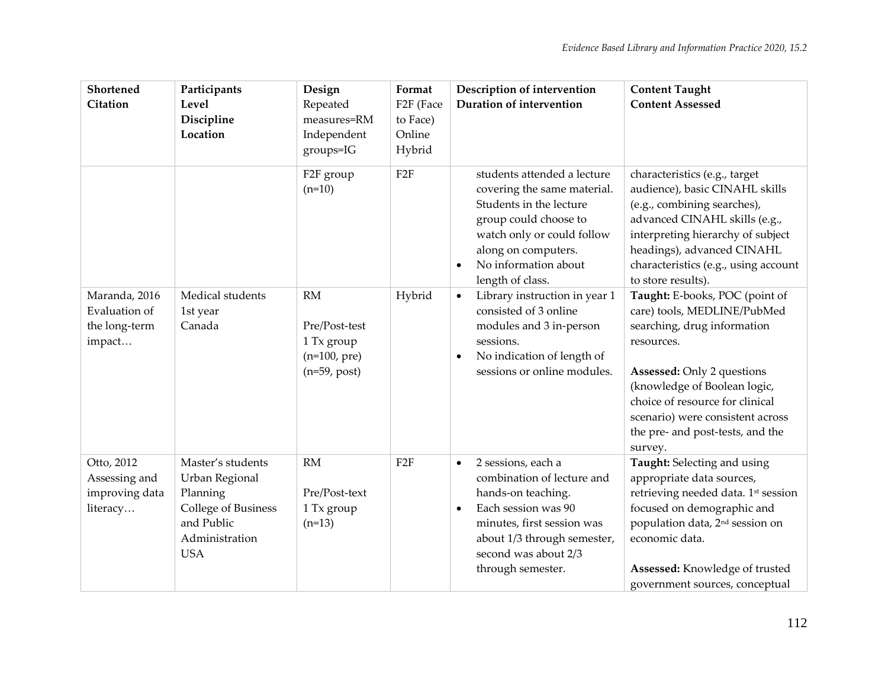| **Shortened Citation** | **Participants Level Discipline Location** | **Design** Repeated measures=RM Independent groups=IG | **Format** F2F (Face to Face) Online Hybrid | **Description of intervention Duration of intervention** | **Content Taught Content Assessed** |
|---|---|---|---|---|---|
| | | F2F group (n=10) | F2F | students attended a lecture covering the same material. Students in the lecture group could choose to watch only or could follow along on computers.<br>• No information about length of class. | characteristics (e.g., target audience), basic CINAHL skills (e.g., combining searches), advanced CINAHL skills (e.g., interpreting hierarchy of subject headings), advanced CINAHL characteristics (e.g., using account to store results). |
| Maranda, 2016 Evaluation of the long-term impact… | Medical students 1st year Canada | RM<br><br>Pre/Post-test 1 Tx group (n=100, pre) (n=59, post) | Hybrid | • Library instruction in year 1 consisted of 3 online modules and 3 in-person sessions.<br>• No indication of length of sessions or online modules. | **Taught:** E-books, POC (point of care) tools, MEDLINE/PubMed searching, drug information resources.<br><br>**Assessed:** Only 2 questions (knowledge of Boolean logic, choice of resource for clinical scenario) were consistent across the pre- and post-tests, and the survey. |
| Otto, 2012 Assessing and improving data literacy… | Master's students Urban Regional Planning College of Business and Public Administration USA | RM<br><br>Pre/Post-text 1 Tx group (n=13) | F2F | • 2 sessions, each a combination of lecture and hands-on teaching.<br>• Each session was 90 minutes, first session was about 1/3 through semester, second was about 2/3 through semester. | **Taught:** Selecting and using appropriate data sources, retrieving needed data. 1st session focused on demographic and population data, 2nd session on economic data.<br><br>**Assessed:** Knowledge of trusted government sources, conceptual |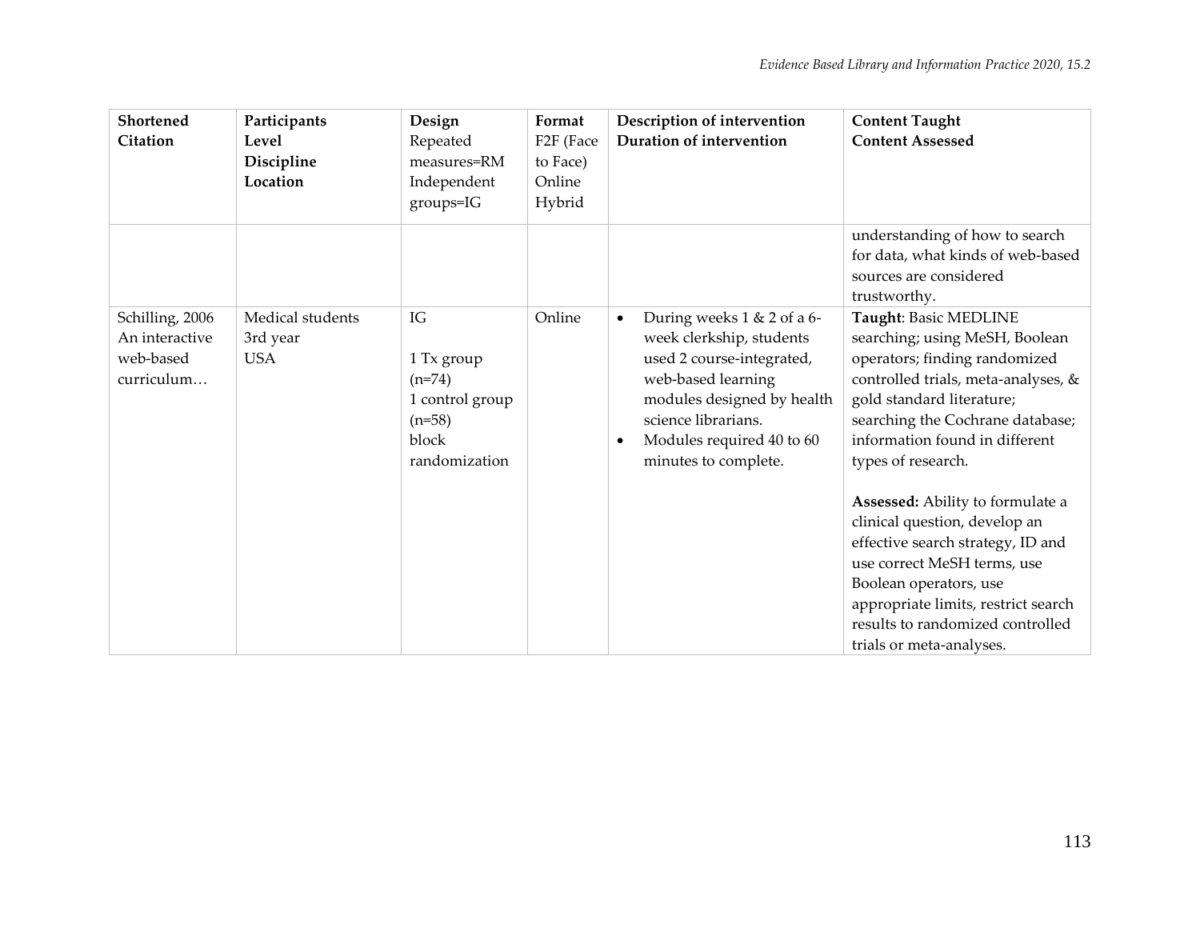| **Shortened Citation** | **Participants Level Discipline Location** | **Design** Repeated measures=RM Independent groups=IG | **Format** F2F (Face to Face) Online Hybrid | **Description of intervention Duration of intervention** | **Content Taught Content Assessed** |
|---|---|---|---|---|---|
| | | | | | understanding of how to search for data, what kinds of web-based sources are considered trustworthy. |
| Schilling, 2006 An interactive web-based curriculum… | Medical students 3rd year USA | IG<br><br>1 Tx group (n=74)<br>1 control group (n=58)<br>block randomization | Online | • During weeks 1 & 2 of a 6-week clerkship, students used 2 course-integrated, web-based learning modules designed by health science librarians.<br>• Modules required 40 to 60 minutes to complete. | **Taught**: Basic MEDLINE searching; using MeSH, Boolean operators; finding randomized controlled trials, meta-analyses, & gold standard literature; searching the Cochrane database; information found in different types of research.<br><br>**Assessed:** Ability to formulate a clinical question, develop an effective search strategy, ID and use correct MeSH terms, use Boolean operators, use appropriate limits, restrict search results to randomized controlled trials or meta-analyses. |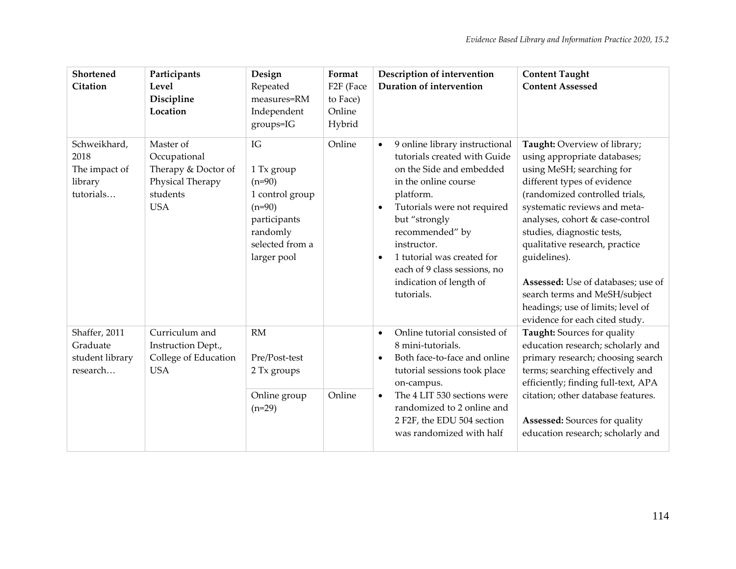| **Shortened Citation** | **Participants Level Discipline Location** | **Design** Repeated measures=RM Independent groups=IG | **Format** F2F (Face to Face) Online Hybrid | **Description of intervention Duration of intervention** | **Content Taught Content Assessed** |
|---|---|---|---|---|---|
| Schweikhard, 2018 The impact of library tutorials… | Master of Occupational Therapy & Doctor of Physical Therapy students USA | IG<br><br>1 Tx group (n=90)<br>1 control group (n=90)<br>participants randomly selected from a larger pool | Online | • 9 online library instructional tutorials created with Guide on the Side and embedded in the online course platform.<br>• Tutorials were not required but "strongly recommended" by instructor.<br>• 1 tutorial was created for each of 9 class sessions, no indication of length of tutorials. | **Taught:** Overview of library; using appropriate databases; using MeSH; searching for different types of evidence (randomized controlled trials, systematic reviews and meta-analyses, cohort & case-control studies, diagnostic tests, qualitative research, practice guidelines).<br><br>**Assessed:** Use of databases; use of search terms and MeSH/subject headings; use of limits; level of evidence for each cited study. |
| Shaffer, 2011 Graduate student library research… | Curriculum and Instruction Dept., College of Education USA | RM<br><br>Pre/Post-test<br>2 Tx groups | | • Online tutorial consisted of 8 mini-tutorials.<br>• Both face-to-face and online tutorial sessions took place on-campus.<br>• The 4 LIT 530 sections were randomized to 2 online and 2 F2F, the EDU 504 section was randomized with half | **Taught:** Sources for quality education research; scholarly and primary research; choosing search terms; searching effectively and efficiently; finding full-text, APA citation; other database features.<br><br>**Assessed:** Sources for quality education research; scholarly and |
| | | Online group (n=29) | Online | | |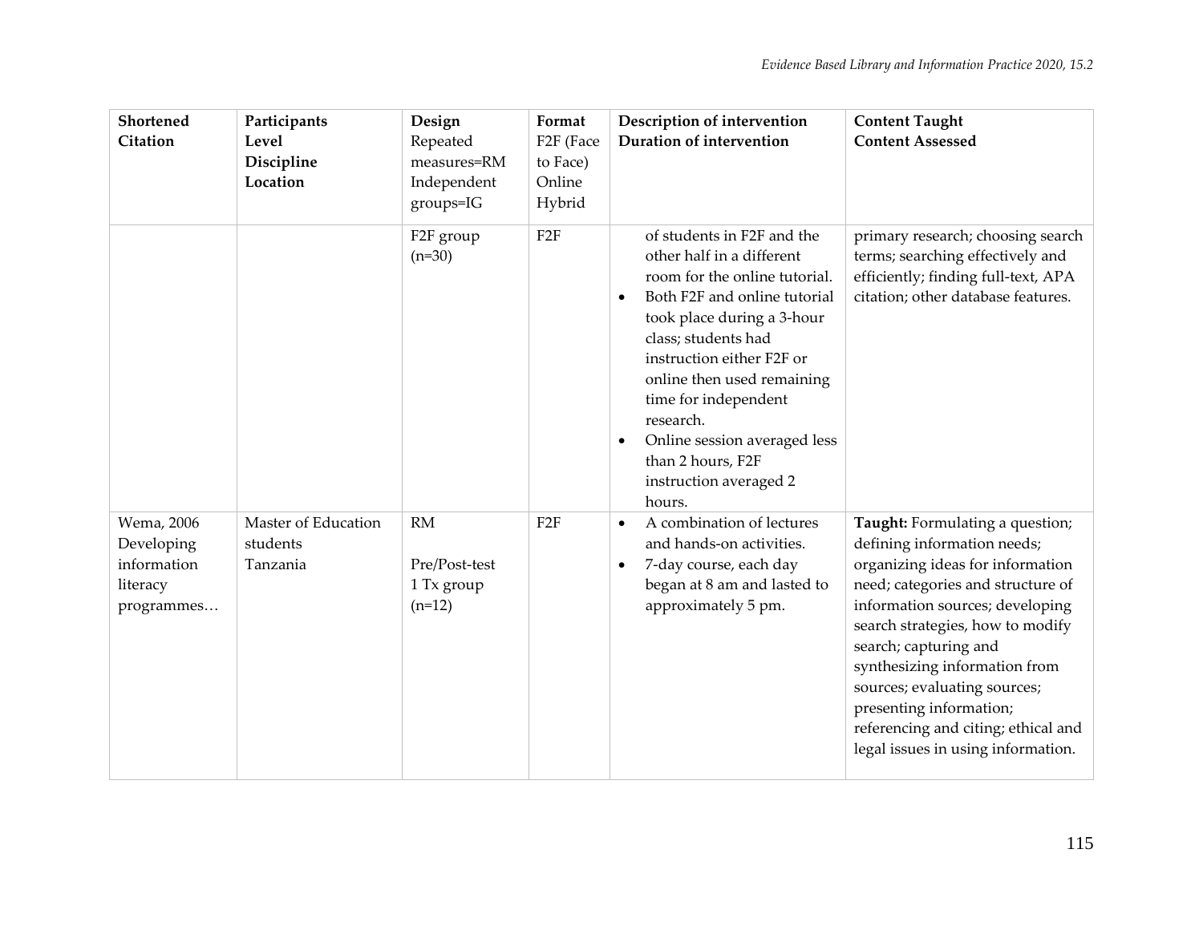| Shortened Citation | Participants Level Discipline Location | Design Repeated measures=RM Independent groups=IG | Format F2F (Face to Face) Online Hybrid | Description of intervention Duration of intervention | Content Taught Content Assessed |
| --- | --- | --- | --- | --- | --- |
| | | F2F group (n=30) | F2F | of students in F2F and the other half in a different room for the online tutorial.<br>• Both F2F and online tutorial took place during a 3-hour class; students had instruction either F2F or online then used remaining time for independent research.<br>• Online session averaged less than 2 hours, F2F instruction averaged 2 hours. | primary research; choosing search terms; searching effectively and efficiently; finding full-text, APA citation; other database features. |
| Wema, 2006 Developing information literacy programmes… | Master of Education students Tanzania | RM<br><br>Pre/Post-test 1 Tx group (n=12) | F2F | • A combination of lectures and hands-on activities.<br>• 7-day course, each day began at 8 am and lasted to approximately 5 pm. | **Taught:** Formulating a question; defining information needs; organizing ideas for information need; categories and structure of information sources; developing search strategies, how to modify search; capturing and synthesizing information from sources; evaluating sources; presenting information; referencing and citing; ethical and legal issues in using information. |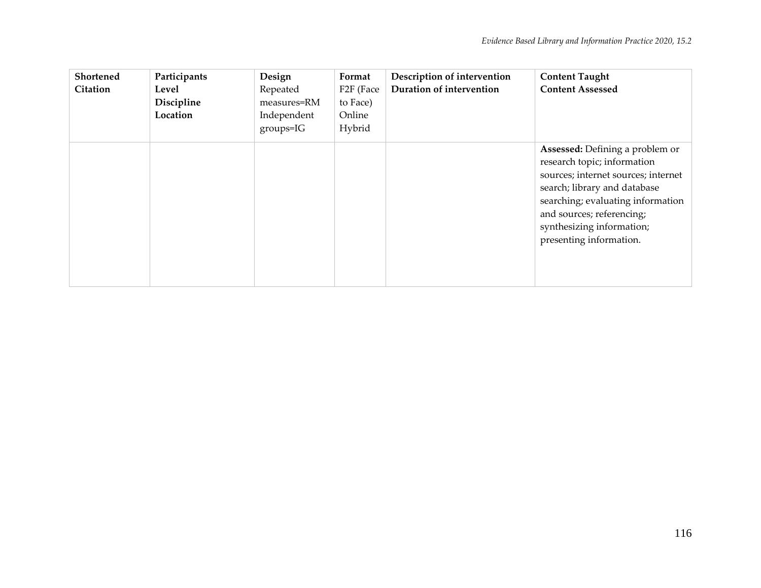| Shortened Citation | Participants Level Discipline Location | Design Repeated measures=RM Independent groups=IG | Format F2F (Face to Face) Online Hybrid | Description of intervention Duration of intervention | Content Taught Content Assessed |
|---|---|---|---|---|---|
| | | | | | **Assessed:** Defining a problem or research topic; information sources; internet sources; internet search; library and database searching; evaluating information and sources; referencing; synthesizing information; presenting information. |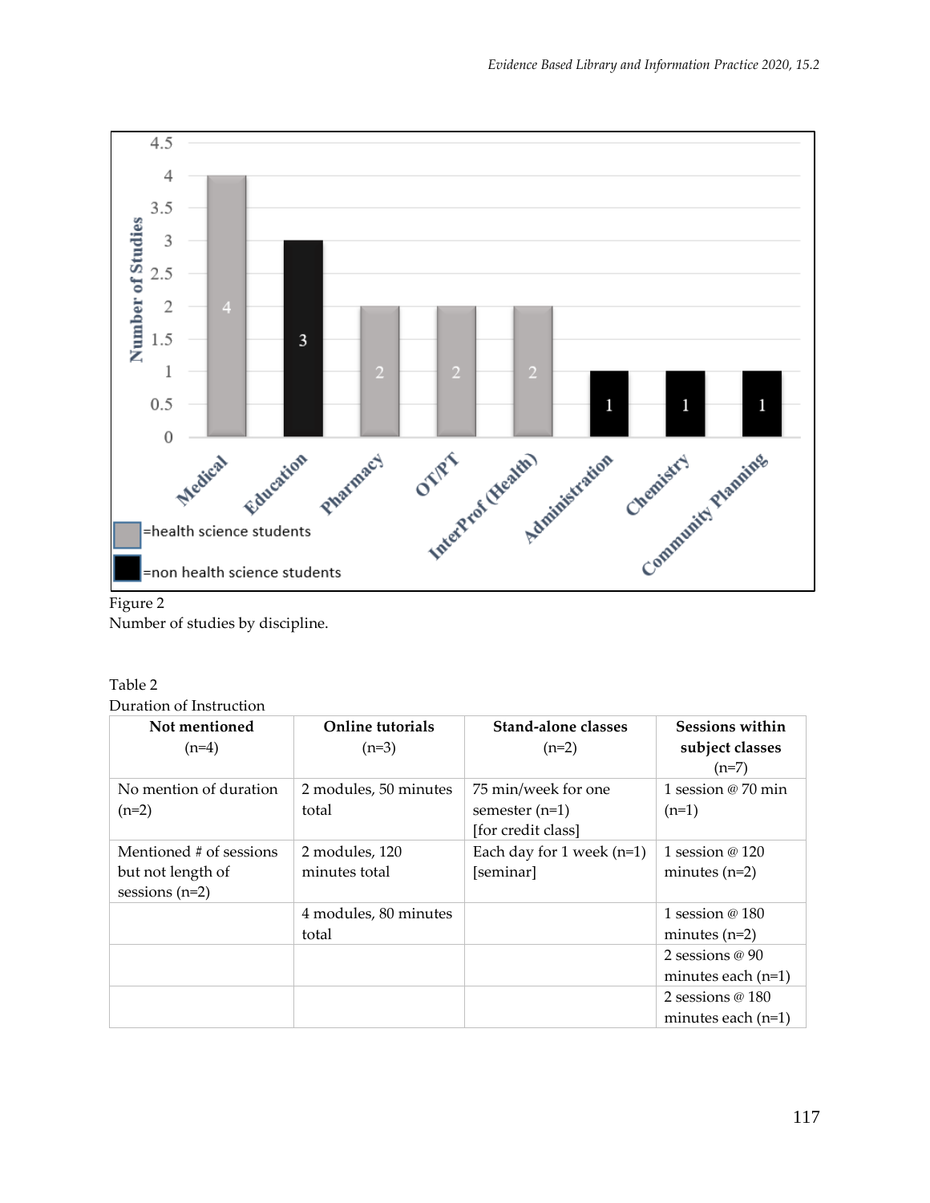Figure 2
Number of studies by discipline.

Table 2
Duration of Instruction

| Not mentioned (n=4) | Online tutorials (n=3) | Stand-alone classes (n=2) | Sessions within subject classes (n=7) |
|---|---|---|---|
| No mention of duration (n=2) | 2 modules, 50 minutes total | 75 min/week for one semester (n=1) [for credit class] | 1 session @ 70 min (n=1) |
| Mentioned # of sessions but not length of sessions (n=2) | 2 modules, 120 minutes total | Each day for 1 week (n=1) [seminar] | 1 session @ 120 minutes (n=2) |
| | 4 modules, 80 minutes total | | 1 session @ 180 minutes (n=2) |
| | | | 2 sessions @ 90 minutes each (n=1) |
| | | | 2 sessions @ 180 minutes each (n=1) |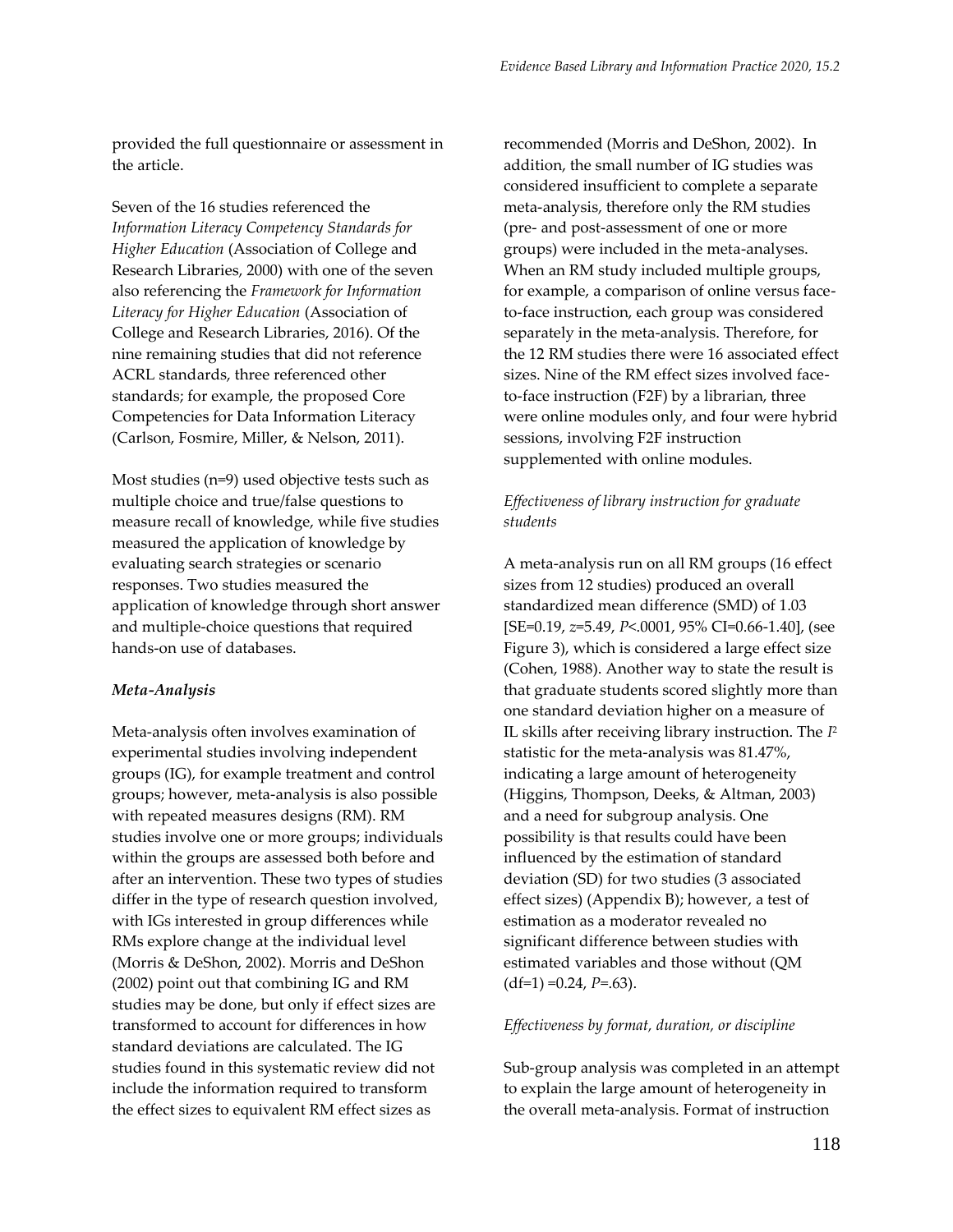provided the full questionnaire or assessment in the article.

Seven of the 16 studies referenced the *Information Literacy Competency Standards for Higher Education* (Association of College and Research Libraries, 2000) with one of the seven also referencing the *Framework for Information Literacy for Higher Education* (Association of College and Research Libraries, 2016). Of the nine remaining studies that did not reference ACRL standards, three referenced other standards; for example, the proposed Core Competencies for Data Information Literacy (Carlson, Fosmire, Miller, & Nelson, 2011).

Most studies (n=9) used objective tests such as multiple choice and true/false questions to measure recall of knowledge, while five studies measured the application of knowledge by evaluating search strategies or scenario responses. Two studies measured the application of knowledge through short answer and multiple-choice questions that required hands-on use of databases.

***Meta-Analysis***

Meta-analysis often involves examination of experimental studies involving independent groups (IG), for example treatment and control groups; however, meta-analysis is also possible with repeated measures designs (RM). RM studies involve one or more groups; individuals within the groups are assessed both before and after an intervention. These two types of studies differ in the type of research question involved, with IGs interested in group differences while RMs explore change at the individual level (Morris & DeShon, 2002). Morris and DeShon (2002) point out that combining IG and RM studies may be done, but only if effect sizes are transformed to account for differences in how standard deviations are calculated. The IG studies found in this systematic review did not include the information required to transform the effect sizes to equivalent RM effect sizes as recommended (Morris and DeShon, 2002). In addition, the small number of IG studies was considered insufficient to complete a separate meta-analysis, therefore only the RM studies (pre- and post-assessment of one or more groups) were included in the meta-analyses. When an RM study included multiple groups, for example, a comparison of online versus face-to-face instruction, each group was considered separately in the meta-analysis. Therefore, for the 12 RM studies there were 16 associated effect sizes. Nine of the RM effect sizes involved face-to-face instruction (F2F) by a librarian, three were online modules only, and four were hybrid sessions, involving F2F instruction supplemented with online modules.

*Effectiveness of library instruction for graduate students*

A meta-analysis run on all RM groups (16 effect sizes from 12 studies) produced an overall standardized mean difference (SMD) of 1.03 [SE=0.19, $z$=5.49, $P$<.0001, 95% CI=0.66-1.40], (see Figure 3), which is considered a large effect size (Cohen, 1988). Another way to state the result is that graduate students scored slightly more than one standard deviation higher on a measure of IL skills after receiving library instruction. The $I^2$ statistic for the meta-analysis was 81.47%, indicating a large amount of heterogeneity (Higgins, Thompson, Deeks, & Altman, 2003) and a need for subgroup analysis. One possibility is that results could have been influenced by the estimation of standard deviation (SD) for two studies (3 associated effect sizes) (Appendix B); however, a test of estimation as a moderator revealed no significant difference between studies with estimated variables and those without (QM (df=1) =0.24, $P$=.63).

*Effectiveness by format, duration, or discipline*

Sub-group analysis was completed in an attempt to explain the large amount of heterogeneity in the overall meta-analysis. Format of instruction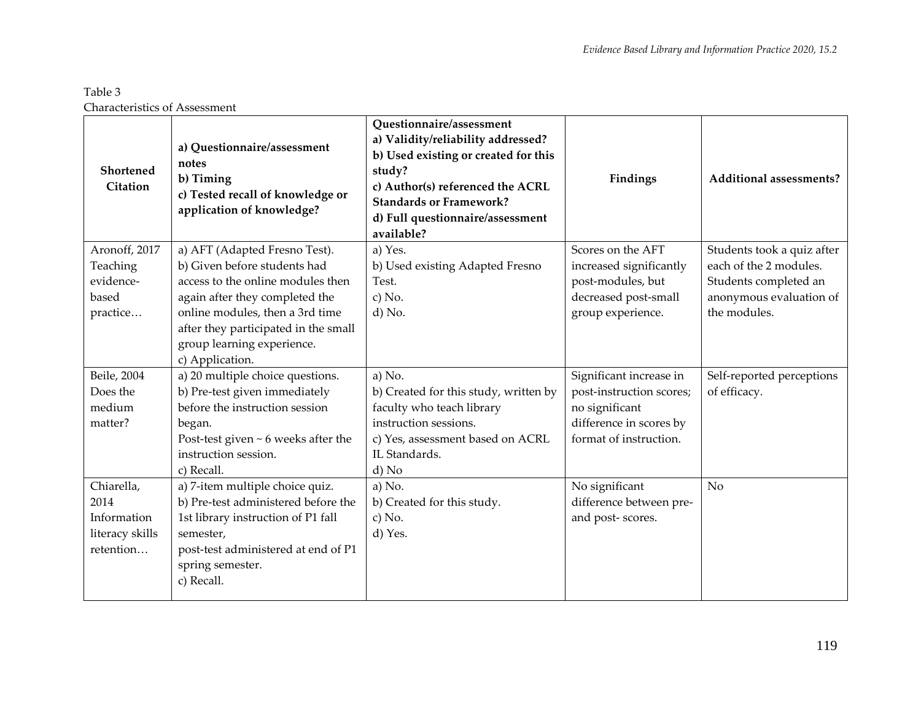Table 3
Characteristics of Assessment

| Shortened Citation | a) Questionnaire/assessment notes<br>b) Timing<br>c) Tested recall of knowledge or application of knowledge? | Questionnaire/assessment<br>a) Validity/reliability addressed?<br>b) Used existing or created for this study?<br>c) Author(s) referenced the ACRL Standards or Framework?<br>d) Full questionnaire/assessment available? | Findings | Additional assessments? |
|---|---|---|---|---|
| Aronoff, 2017 Teaching evidence-based practice… | a) AFT (Adapted Fresno Test).<br>b) Given before students had access to the online modules then again after they completed the online modules, then a 3rd time after they participated in the small group learning experience.<br>c) Application. | a) Yes.<br>b) Used existing Adapted Fresno Test.<br>c) No.<br>d) No. | Scores on the AFT increased significantly post-modules, but decreased post-small group experience. | Students took a quiz after each of the 2 modules. Students completed an anonymous evaluation of the modules. |
| Beile, 2004 Does the medium matter? | a) 20 multiple choice questions.<br>b) Pre-test given immediately before the instruction session began.<br>Post-test given ~ 6 weeks after the instruction session.<br>c) Recall. | a) No.<br>b) Created for this study, written by faculty who teach library instruction sessions.<br>c) Yes, assessment based on ACRL IL Standards.<br>d) No | Significant increase in post-instruction scores; no significant difference in scores by format of instruction. | Self-reported perceptions of efficacy. |
| Chiarella, 2014 Information literacy skills retention… | a) 7-item multiple choice quiz.<br>b) Pre-test administered before the 1st library instruction of P1 fall semester,<br>post-test administered at end of P1 spring semester.<br>c) Recall. | a) No.<br>b) Created for this study.<br>c) No.<br>d) Yes. | No significant difference between pre- and post- scores. | No |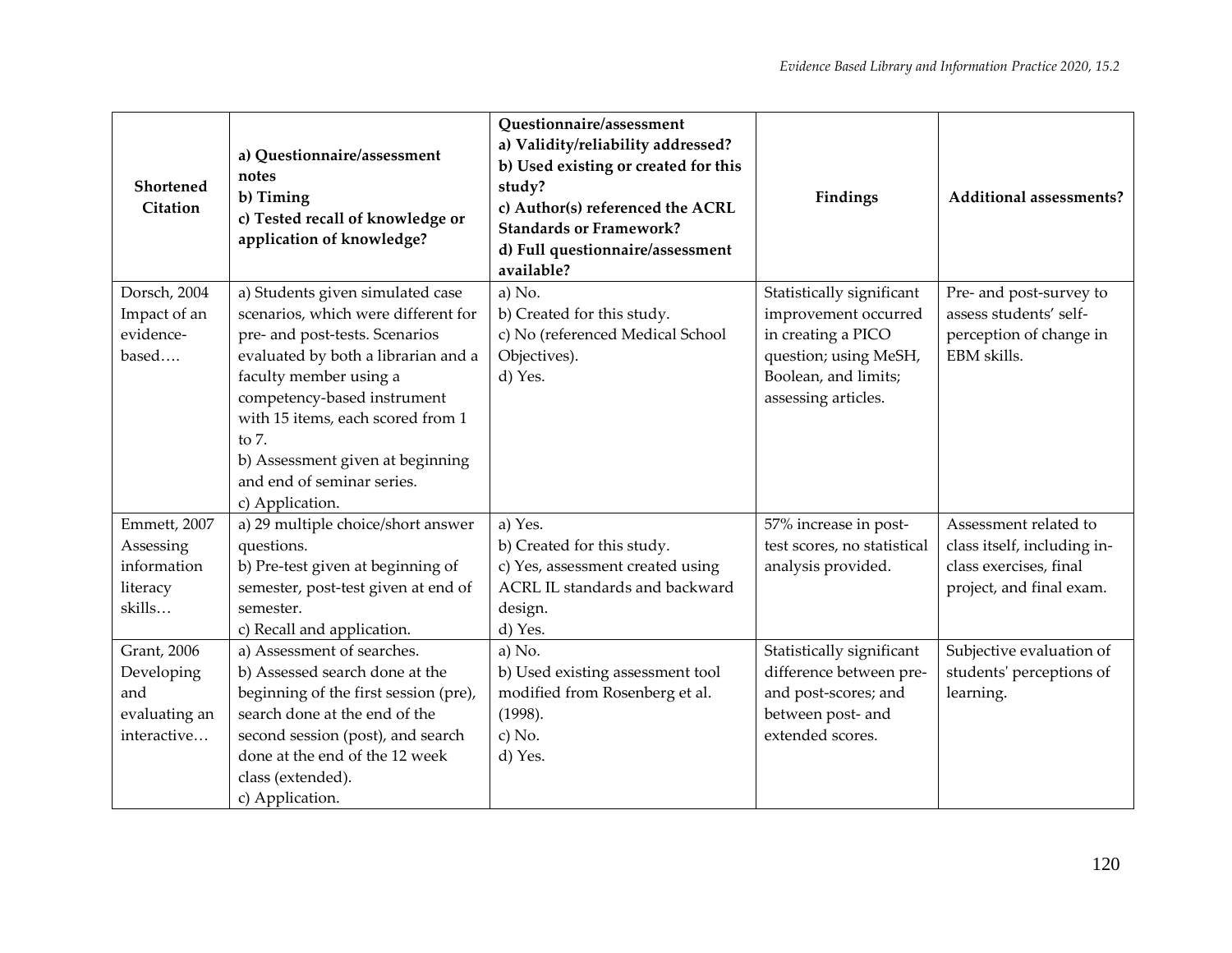| Shortened Citation | a) Questionnaire/assessment notes<br>b) Timing<br>c) Tested recall of knowledge or application of knowledge? | Questionnaire/assessment<br>a) Validity/reliability addressed?<br>b) Used existing or created for this study?<br>c) Author(s) referenced the ACRL Standards or Framework?<br>d) Full questionnaire/assessment available? | Findings | Additional assessments? |
|---|---|---|---|---|
| Dorsch, 2004 Impact of an evidence-based…. | a) Students given simulated case scenarios, which were different for pre- and post-tests. Scenarios evaluated by both a librarian and a faculty member using a competency-based instrument with 15 items, each scored from 1 to 7.<br>b) Assessment given at beginning and end of seminar series.<br>c) Application. | a) No.<br>b) Created for this study.<br>c) No (referenced Medical School Objectives).<br>d) Yes. | Statistically significant improvement occurred in creating a PICO question; using MeSH, Boolean, and limits; assessing articles. | Pre- and post-survey to assess students' self-perception of change in EBM skills. |
| Emmett, 2007 Assessing information literacy skills… | a) 29 multiple choice/short answer questions.<br>b) Pre-test given at beginning of semester, post-test given at end of semester.<br>c) Recall and application. | a) Yes.<br>b) Created for this study.<br>c) Yes, assessment created using ACRL IL standards and backward design.<br>d) Yes. | 57% increase in post-test scores, no statistical analysis provided. | Assessment related to class itself, including in-class exercises, final project, and final exam. |
| Grant, 2006 Developing and evaluating an interactive… | a) Assessment of searches.<br>b) Assessed search done at the beginning of the first session (pre), search done at the end of the second session (post), and search done at the end of the 12 week class (extended).<br>c) Application. | a) No.<br>b) Used existing assessment tool modified from Rosenberg et al. (1998).<br>c) No.<br>d) Yes. | Statistically significant difference between pre- and post-scores; and between post- and extended scores. | Subjective evaluation of students' perceptions of learning. |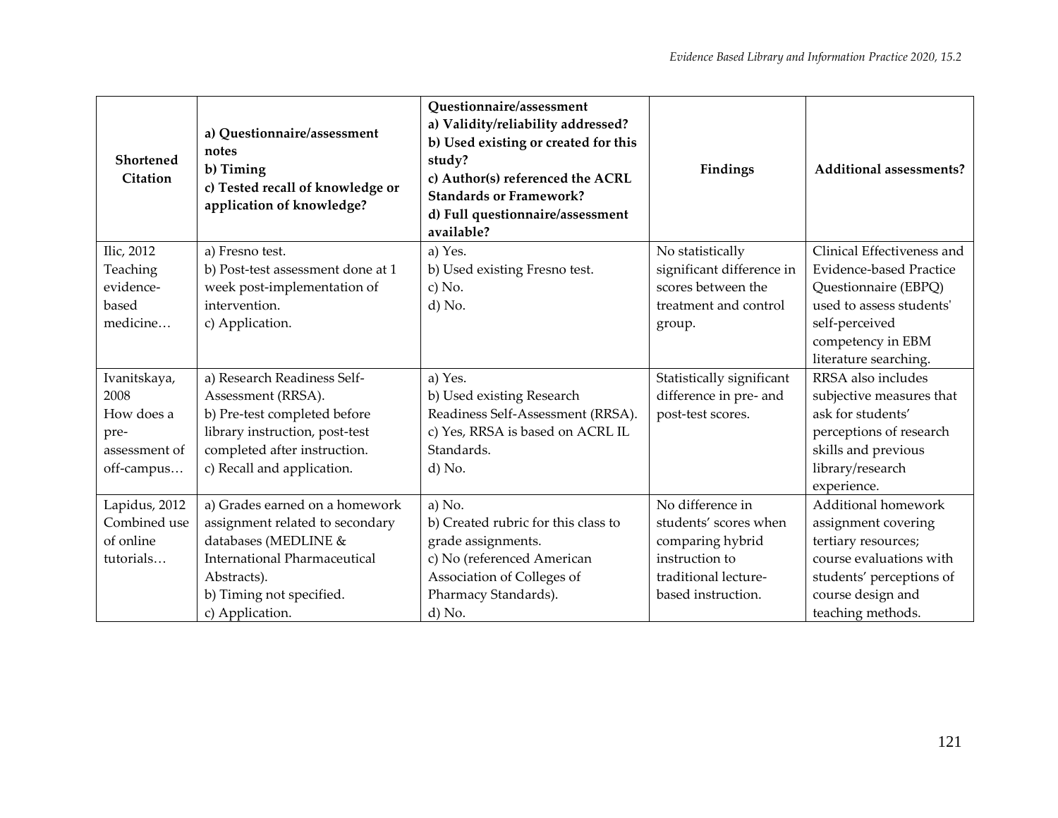| Shortened Citation | a) Questionnaire/assessment notes<br>b) Timing<br>c) Tested recall of knowledge or application of knowledge? | Questionnaire/assessment<br>a) Validity/reliability addressed?<br>b) Used existing or created for this study?<br>c) Author(s) referenced the ACRL Standards or Framework?<br>d) Full questionnaire/assessment available? | Findings | Additional assessments? |
|---|---|---|---|---|
| Ilic, 2012 Teaching evidence-based medicine… | a) Fresno test.<br>b) Post-test assessment done at 1 week post-implementation of intervention.<br>c) Application. | a) Yes.<br>b) Used existing Fresno test.<br>c) No.<br>d) No. | No statistically significant difference in scores between the treatment and control group. | Clinical Effectiveness and Evidence-based Practice Questionnaire (EBPQ) used to assess students' self-perceived competency in EBM literature searching. |
| Ivanitskaya, 2008 How does a pre-assessment of off-campus… | a) Research Readiness Self-Assessment (RRSA).<br>b) Pre-test completed before library instruction, post-test completed after instruction.<br>c) Recall and application. | a) Yes.<br>b) Used existing Research Readiness Self-Assessment (RRSA).<br>c) Yes, RRSA is based on ACRL IL Standards.<br>d) No. | Statistically significant difference in pre- and post-test scores. | RRSA also includes subjective measures that ask for students' perceptions of research skills and previous library/research experience. |
| Lapidus, 2012 Combined use of online tutorials… | a) Grades earned on a homework assignment related to secondary databases (MEDLINE & International Pharmaceutical Abstracts).<br>b) Timing not specified.<br>c) Application. | a) No.<br>b) Created rubric for this class to grade assignments.<br>c) No (referenced American Association of Colleges of Pharmacy Standards).<br>d) No. | No difference in students' scores when comparing hybrid instruction to traditional lecture-based instruction. | Additional homework assignment covering tertiary resources; course evaluations with students' perceptions of course design and teaching methods. |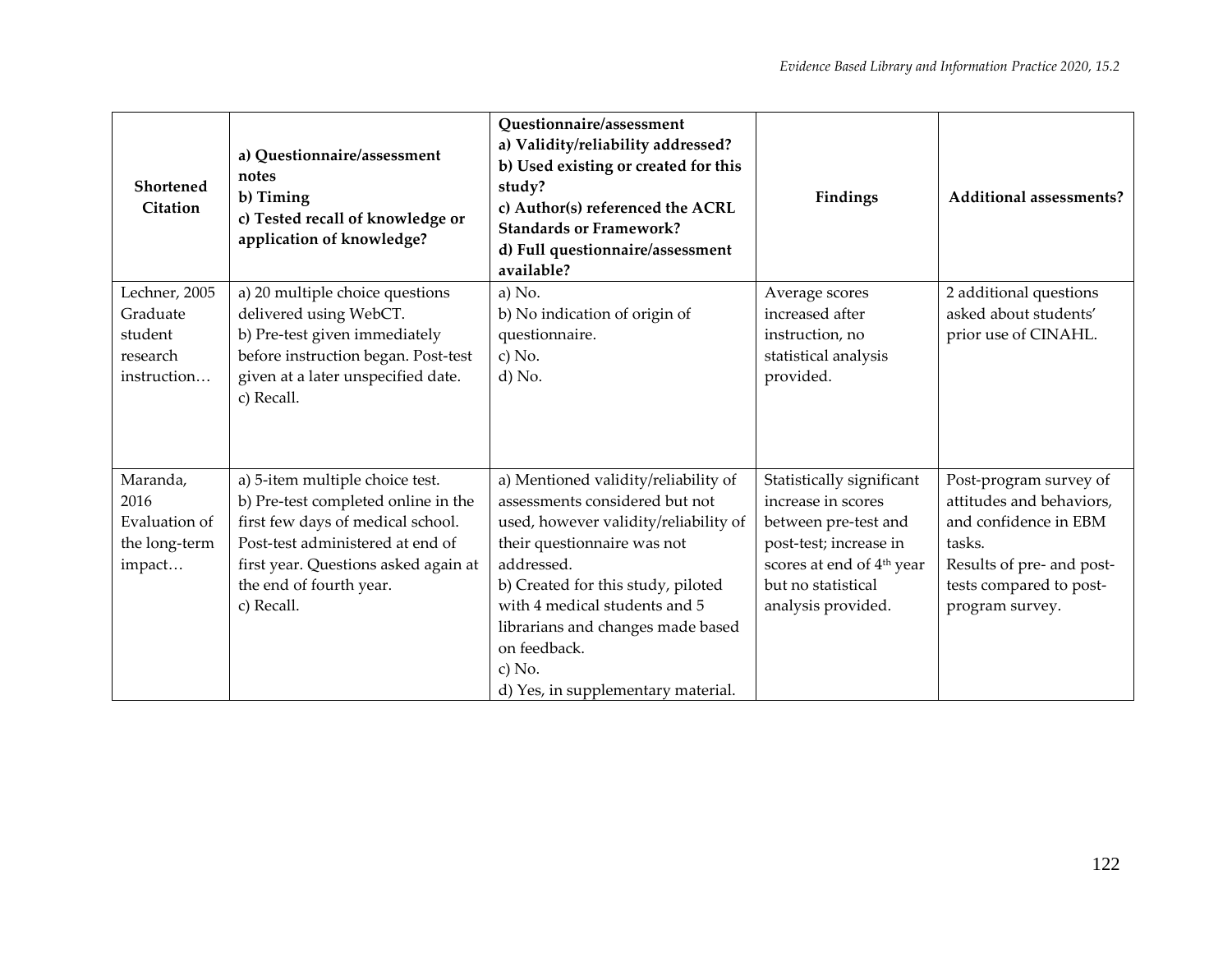| Shortened Citation | a) Questionnaire/assessment notes<br>b) Timing<br>c) Tested recall of knowledge or application of knowledge? | Questionnaire/assessment<br>a) Validity/reliability addressed?<br>b) Used existing or created for this study?<br>c) Author(s) referenced the ACRL Standards or Framework?<br>d) Full questionnaire/assessment available? | Findings | Additional assessments? |
| --- | --- | --- | --- | --- |
| Lechner, 2005 Graduate student research instruction… | a) 20 multiple choice questions delivered using WebCT.<br>b) Pre-test given immediately before instruction began. Post-test given at a later unspecified date.<br>c) Recall. | a) No.<br>b) No indication of origin of questionnaire.<br>c) No.<br>d) No. | Average scores increased after instruction, no statistical analysis provided. | 2 additional questions asked about students' prior use of CINAHL. |
| Maranda, 2016 Evaluation of the long-term impact… | a) 5-item multiple choice test.<br>b) Pre-test completed online in the first few days of medical school. Post-test administered at end of first year. Questions asked again at the end of fourth year.<br>c) Recall. | a) Mentioned validity/reliability of assessments considered but not used, however validity/reliability of their questionnaire was not addressed.<br>b) Created for this study, piloted with 4 medical students and 5 librarians and changes made based on feedback.<br>c) No.<br>d) Yes, in supplementary material. | Statistically significant increase in scores between pre-test and post-test; increase in scores at end of 4th year but no statistical analysis provided. | Post-program survey of attitudes and behaviors, and confidence in EBM tasks.<br>Results of pre- and post-tests compared to post-program survey. |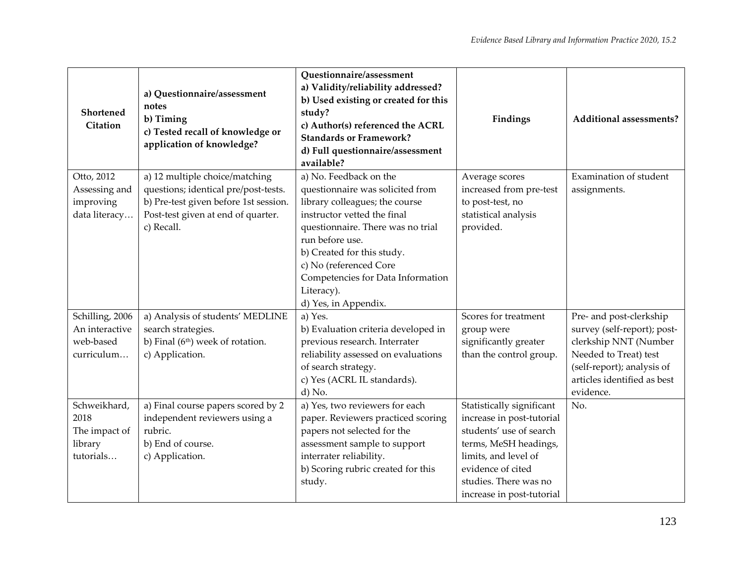| Shortened Citation | a) Questionnaire/assessment notes<br>b) Timing<br>c) Tested recall of knowledge or application of knowledge? | Questionnaire/assessment<br>a) Validity/reliability addressed?<br>b) Used existing or created for this study?<br>c) Author(s) referenced the ACRL Standards or Framework?<br>d) Full questionnaire/assessment available? | Findings | Additional assessments? |
|---|---|---|---|---|
| Otto, 2012 Assessing and improving data literacy… | a) 12 multiple choice/matching questions; identical pre/post-tests.<br>b) Pre-test given before 1st session. Post-test given at end of quarter.<br>c) Recall. | a) No. Feedback on the questionnaire was solicited from library colleagues; the course instructor vetted the final questionnaire. There was no trial run before use.<br>b) Created for this study.<br>c) No (referenced Core Competencies for Data Information Literacy).<br>d) Yes, in Appendix. | Average scores increased from pre-test to post-test, no statistical analysis provided. | Examination of student assignments. |
| Schilling, 2006 An interactive web-based curriculum… | a) Analysis of students' MEDLINE search strategies.<br>b) Final (6th) week of rotation.<br>c) Application. | a) Yes.<br>b) Evaluation criteria developed in previous research. Interrater reliability assessed on evaluations of search strategy.<br>c) Yes (ACRL IL standards).<br>d) No. | Scores for treatment group were significantly greater than the control group. | Pre- and post-clerkship survey (self-report); post-clerkship NNT (Number Needed to Treat) test (self-report); analysis of articles identified as best evidence. |
| Schweikhard, 2018 The impact of library tutorials… | a) Final course papers scored by 2 independent reviewers using a rubric.<br>b) End of course.<br>c) Application. | a) Yes, two reviewers for each paper. Reviewers practiced scoring papers not selected for the assessment sample to support interrater reliability.<br>b) Scoring rubric created for this study. | Statistically significant increase in post-tutorial students' use of search terms, MeSH headings, limits, and level of evidence of cited studies. There was no increase in post-tutorial | No. |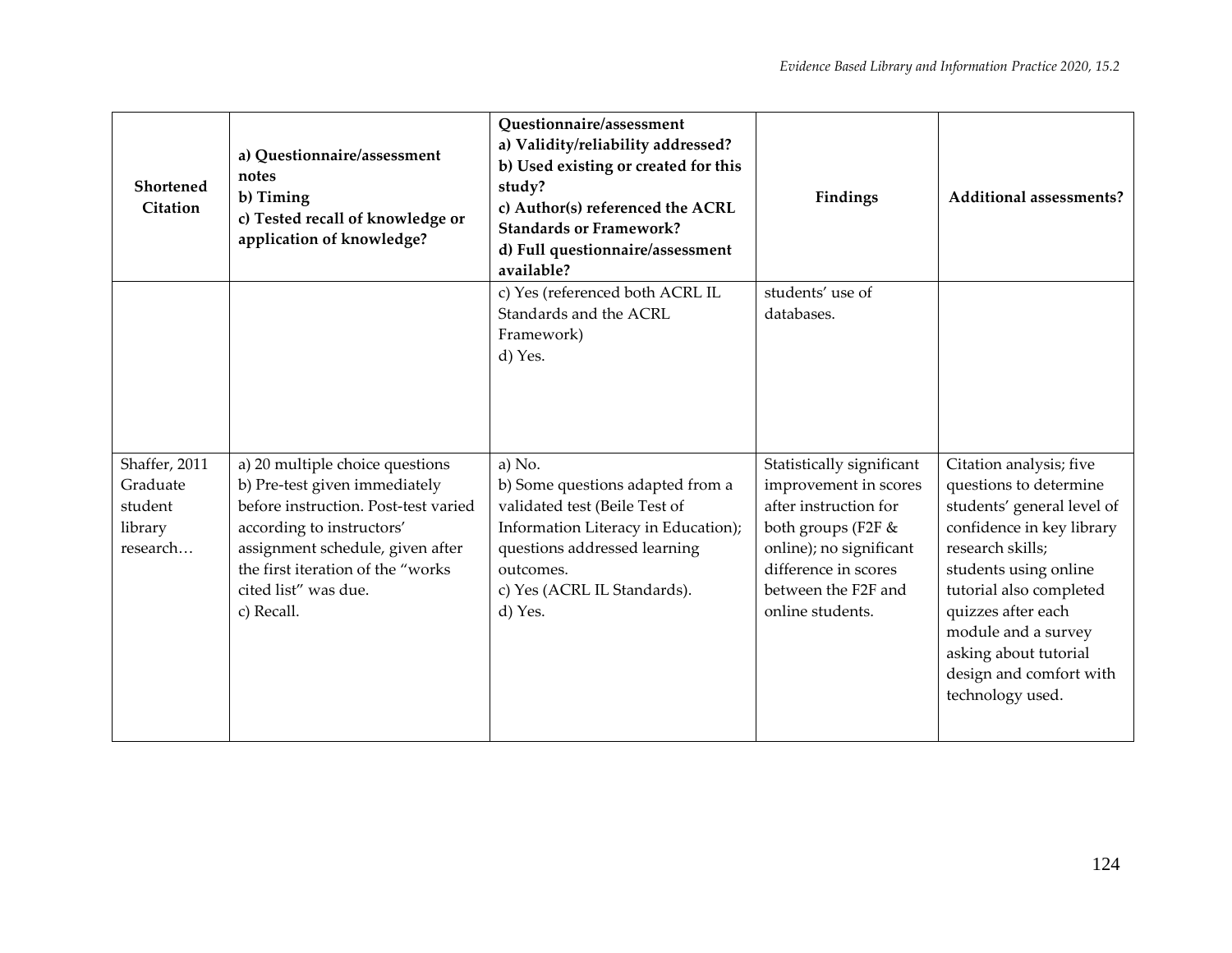| Shortened Citation | a) Questionnaire/assessment notes<br>b) Timing<br>c) Tested recall of knowledge or application of knowledge? | Questionnaire/assessment<br>a) Validity/reliability addressed?<br>b) Used existing or created for this study?<br>c) Author(s) referenced the ACRL Standards or Framework?<br>d) Full questionnaire/assessment available? | Findings | Additional assessments? |
|---|---|---|---|---|
| | | c) Yes (referenced both ACRL IL Standards and the ACRL Framework)<br>d) Yes. | students' use of databases. | |
| Shaffer, 2011 Graduate student library research… | a) 20 multiple choice questions<br>b) Pre-test given immediately before instruction. Post-test varied according to instructors' assignment schedule, given after the first iteration of the "works cited list" was due.<br>c) Recall. | a) No.<br>b) Some questions adapted from a validated test (Beile Test of Information Literacy in Education); questions addressed learning outcomes.<br>c) Yes (ACRL IL Standards).<br>d) Yes. | Statistically significant improvement in scores after instruction for both groups (F2F & online); no significant difference in scores between the F2F and online students. | Citation analysis; five questions to determine students' general level of confidence in key library research skills; students using online tutorial also completed quizzes after each module and a survey asking about tutorial design and comfort with technology used. |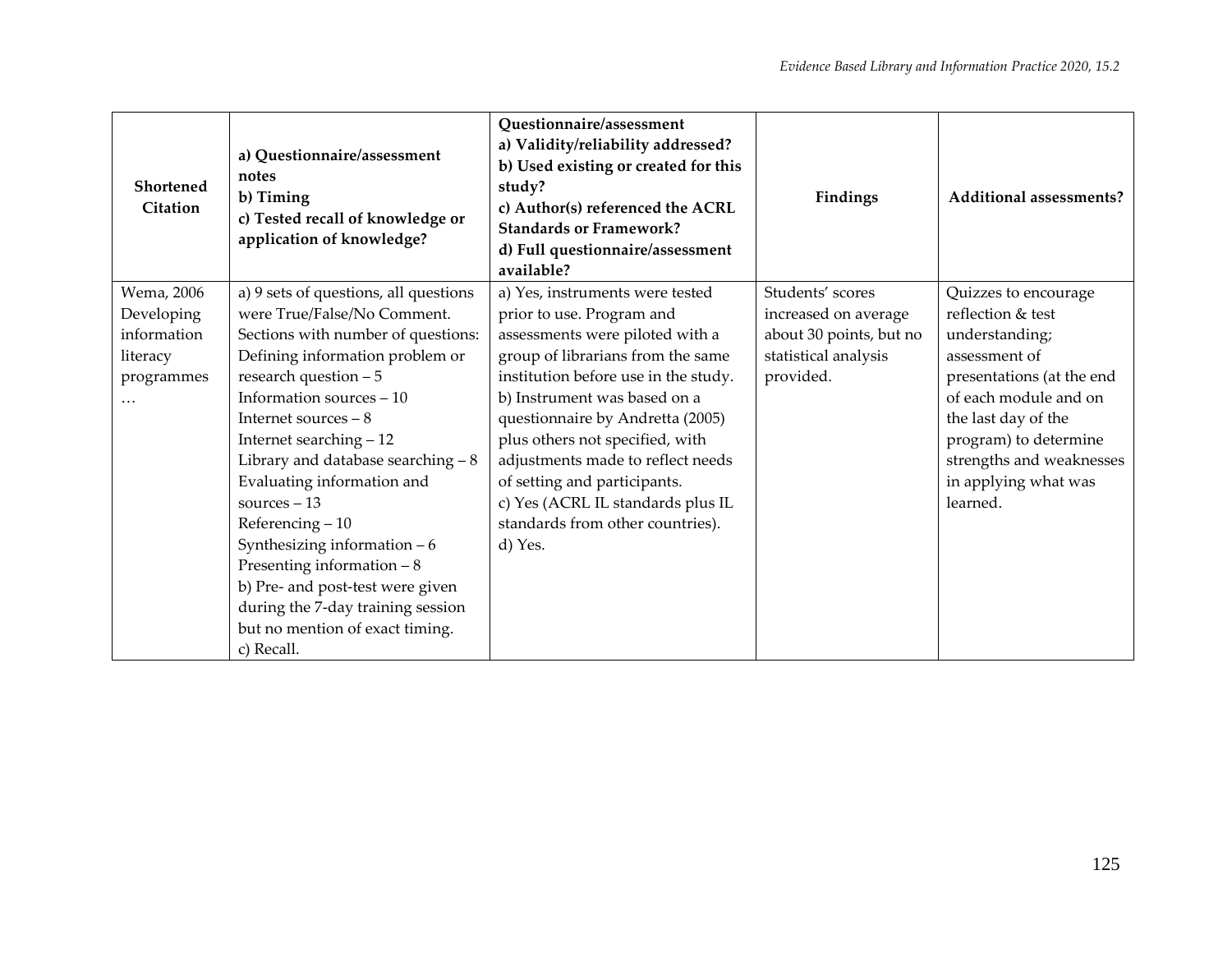| Shortened Citation | a) Questionnaire/assessment notes<br>b) Timing<br>c) Tested recall of knowledge or application of knowledge? | Questionnaire/assessment<br>a) Validity/reliability addressed?<br>b) Used existing or created for this study?<br>c) Author(s) referenced the ACRL Standards or Framework?<br>d) Full questionnaire/assessment available? | Findings | Additional assessments? |
|---|---|---|---|---|
| Wema, 2006 Developing information literacy programmes … | a) 9 sets of questions, all questions were True/False/No Comment. Sections with number of questions:<br>Defining information problem or research question – 5<br>Information sources – 10<br>Internet sources – 8<br>Internet searching – 12<br>Library and database searching – 8<br>Evaluating information and sources – 13<br>Referencing – 10<br>Synthesizing information – 6<br>Presenting information – 8<br>b) Pre- and post-test were given during the 7-day training session but no mention of exact timing.<br>c) Recall. | a) Yes, instruments were tested prior to use. Program and assessments were piloted with a group of librarians from the same institution before use in the study.<br>b) Instrument was based on a questionnaire by Andretta (2005) plus others not specified, with adjustments made to reflect needs of setting and participants.<br>c) Yes (ACRL IL standards plus IL standards from other countries).<br>d) Yes. | Students' scores increased on average about 30 points, but no statistical analysis provided. | Quizzes to encourage reflection & test understanding; assessment of presentations (at the end of each module and on the last day of the program) to determine strengths and weaknesses in applying what was learned. |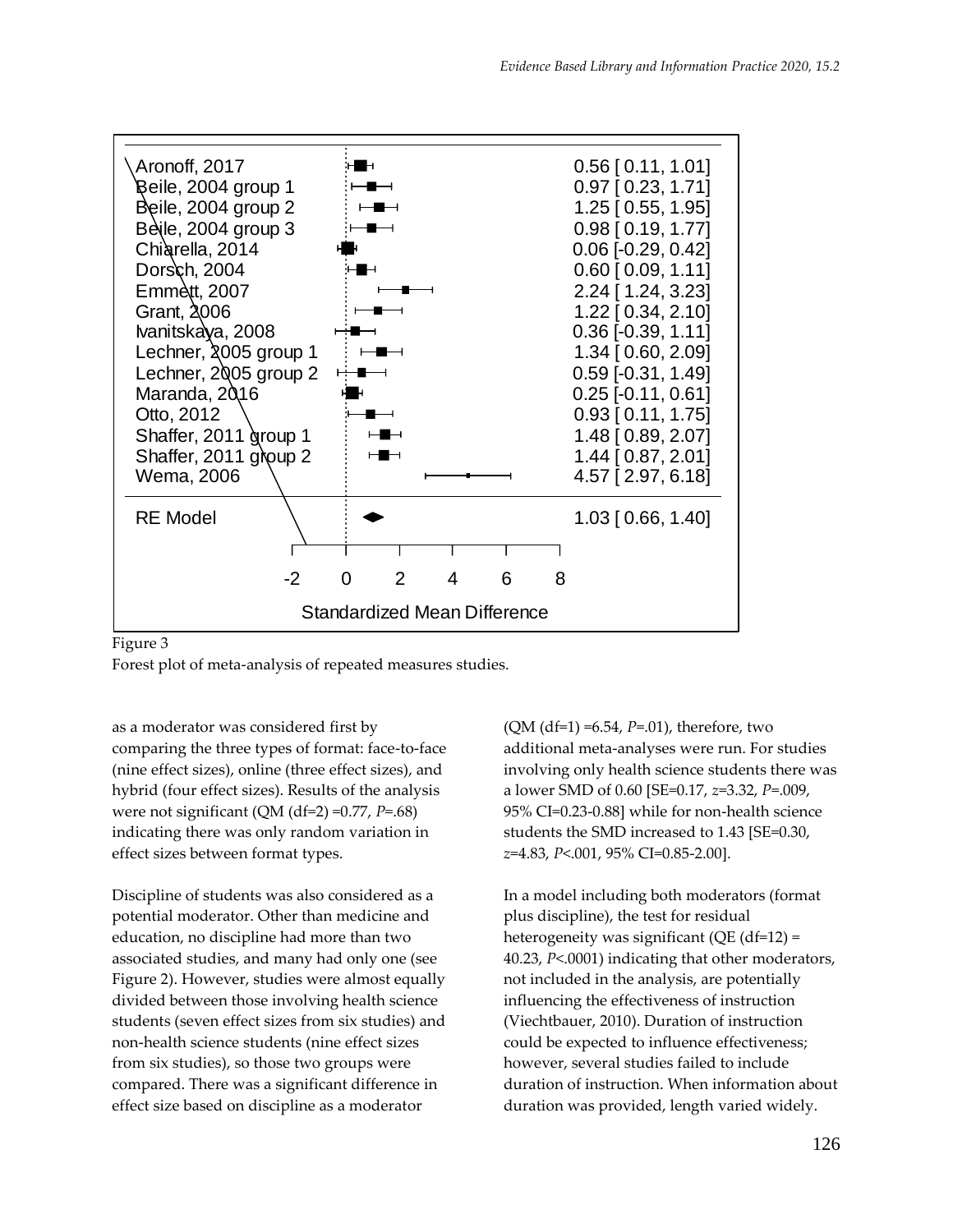| Study | SMD [95% CI] |
|---|---|
| Aronoff, 2017 | 0.56 [ 0.11, 1.01] |
| Beile, 2004 group 1 | 0.97 [ 0.23, 1.71] |
| Beile, 2004 group 2 | 1.25 [ 0.55, 1.95] |
| Beile, 2004 group 3 | 0.98 [ 0.19, 1.77] |
| Chiarella, 2014 | 0.06 [-0.29, 0.42] |
| Dorsch, 2004 | 0.60 [ 0.09, 1.11] |
| Emmett, 2007 | 2.24 [ 1.24, 3.23] |
| Grant, 2006 | 1.22 [ 0.34, 2.10] |
| Ivanitskaya, 2008 | 0.36 [-0.39, 1.11] |
| Lechner, 2005 group 1 | 1.34 [ 0.60, 2.09] |
| Lechner, 2005 group 2 | 0.59 [-0.31, 1.49] |
| Maranda, 2016 | 0.25 [-0.11, 0.61] |
| Otto, 2012 | 0.93 [ 0.11, 1.75] |
| Shaffer, 2011 group 1 | 1.48 [ 0.89, 2.07] |
| Shaffer, 2011 group 2 | 1.44 [ 0.87, 2.01] |
| Wema, 2006 | 4.57 [ 2.97, 6.18] |
| RE Model | 1.03 [ 0.66, 1.40] |

Standardized Mean Difference

Figure 3
Forest plot of meta-analysis of repeated measures studies.

as a moderator was considered first by comparing the three types of format: face-to-face (nine effect sizes), online (three effect sizes), and hybrid (four effect sizes). Results of the analysis were not significant (QM (df=2) =0.77, $P$=.68) indicating there was only random variation in effect sizes between format types.

Discipline of students was also considered as a potential moderator. Other than medicine and education, no discipline had more than two associated studies, and many had only one (see Figure 2). However, studies were almost equally divided between those involving health science students (seven effect sizes from six studies) and non-health science students (nine effect sizes from six studies), so those two groups were compared. There was a significant difference in effect size based on discipline as a moderator (QM (df=1) =6.54, $P$=.01), therefore, two additional meta-analyses were run. For studies involving only health science students there was a lower SMD of 0.60 [SE=0.17, $z$=3.32, $P$=.009, 95% CI=0.23-0.88] while for non-health science students the SMD increased to 1.43 [SE=0.30, $z$=4.83, $P$<.001, 95% CI=0.85-2.00].

In a model including both moderators (format plus discipline), the test for residual heterogeneity was significant (QE (df=12) = 40.23, $P$<.0001) indicating that other moderators, not included in the analysis, are potentially influencing the effectiveness of instruction (Viechtbauer, 2010). Duration of instruction could be expected to influence effectiveness; however, several studies failed to include duration of instruction. When information about duration was provided, length varied widely.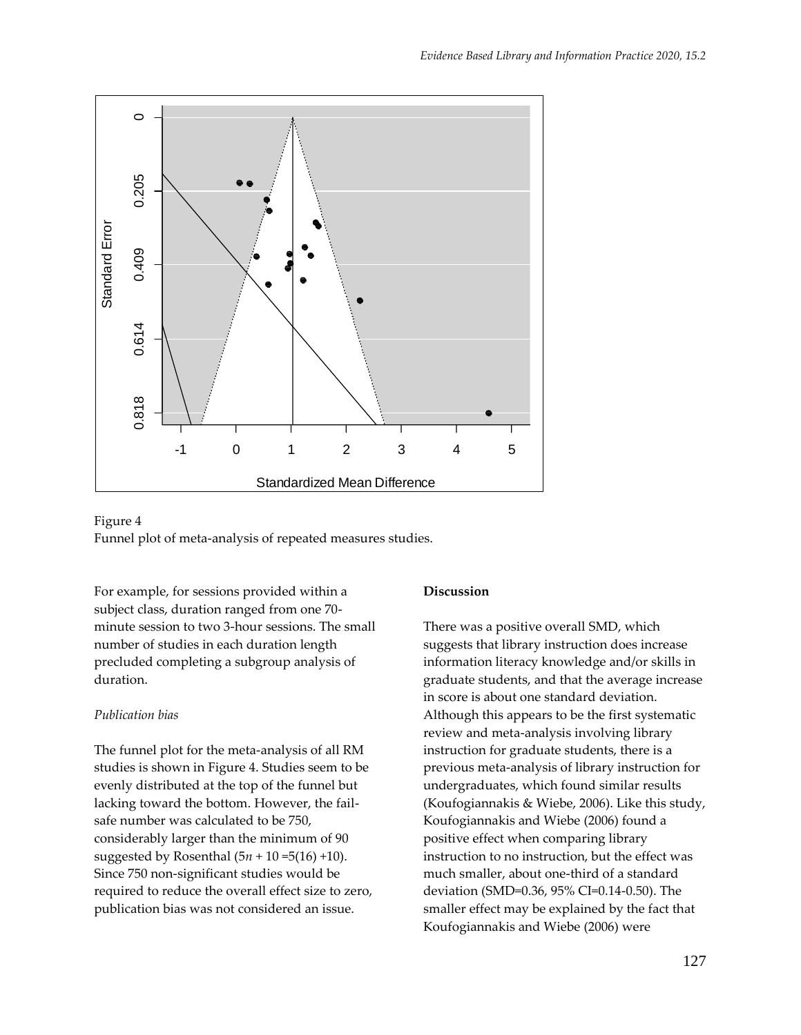Figure 4
Funnel plot of meta-analysis of repeated measures studies.

For example, for sessions provided within a subject class, duration ranged from one 70-minute session to two 3-hour sessions. The small number of studies in each duration length precluded completing a subgroup analysis of duration.

*Publication bias*

The funnel plot for the meta-analysis of all RM studies is shown in Figure 4. Studies seem to be evenly distributed at the top of the funnel but lacking toward the bottom. However, the fail-safe number was calculated to be 750, considerably larger than the minimum of 90 suggested by Rosenthal ($5n + 10 = 5(16) + 10$). Since 750 non-significant studies would be required to reduce the overall effect size to zero, publication bias was not considered an issue.

**Discussion**

There was a positive overall SMD, which suggests that library instruction does increase information literacy knowledge and/or skills in graduate students, and that the average increase in score is about one standard deviation. Although this appears to be the first systematic review and meta-analysis involving library instruction for graduate students, there is a previous meta-analysis of library instruction for undergraduates, which found similar results (Koufogiannakis & Wiebe, 2006). Like this study, Koufogiannakis and Wiebe (2006) found a positive effect when comparing library instruction to no instruction, but the effect was much smaller, about one-third of a standard deviation (SMD=0.36, 95% CI=0.14-0.50). The smaller effect may be explained by the fact that Koufogiannakis and Wiebe (2006) were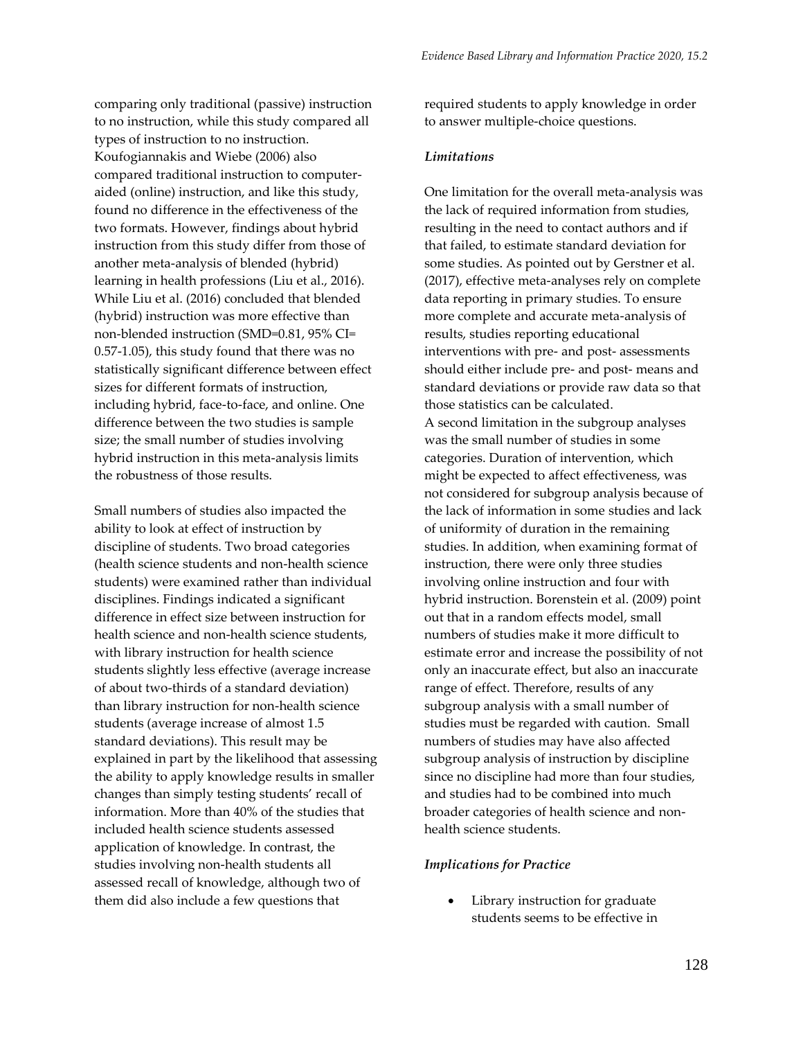comparing only traditional (passive) instruction to no instruction, while this study compared all types of instruction to no instruction. Koufogiannakis and Wiebe (2006) also compared traditional instruction to computer-aided (online) instruction, and like this study, found no difference in the effectiveness of the two formats. However, findings about hybrid instruction from this study differ from those of another meta-analysis of blended (hybrid) learning in health professions (Liu et al., 2016). While Liu et al. (2016) concluded that blended (hybrid) instruction was more effective than non-blended instruction (SMD=0.81, 95% CI= 0.57-1.05), this study found that there was no statistically significant difference between effect sizes for different formats of instruction, including hybrid, face-to-face, and online. One difference between the two studies is sample size; the small number of studies involving hybrid instruction in this meta-analysis limits the robustness of those results.

Small numbers of studies also impacted the ability to look at effect of instruction by discipline of students. Two broad categories (health science students and non-health science students) were examined rather than individual disciplines. Findings indicated a significant difference in effect size between instruction for health science and non-health science students, with library instruction for health science students slightly less effective (average increase of about two-thirds of a standard deviation) than library instruction for non-health science students (average increase of almost 1.5 standard deviations). This result may be explained in part by the likelihood that assessing the ability to apply knowledge results in smaller changes than simply testing students' recall of information. More than 40% of the studies that included health science students assessed application of knowledge. In contrast, the studies involving non-health students all assessed recall of knowledge, although two of them did also include a few questions that required students to apply knowledge in order to answer multiple-choice questions.

### *Limitations*

One limitation for the overall meta-analysis was the lack of required information from studies, resulting in the need to contact authors and if that failed, to estimate standard deviation for some studies. As pointed out by Gerstner et al. (2017), effective meta-analyses rely on complete data reporting in primary studies. To ensure more complete and accurate meta-analysis of results, studies reporting educational interventions with pre- and post- assessments should either include pre- and post- means and standard deviations or provide raw data so that those statistics can be calculated.

A second limitation in the subgroup analyses was the small number of studies in some categories. Duration of intervention, which might be expected to affect effectiveness, was not considered for subgroup analysis because of the lack of information in some studies and lack of uniformity of duration in the remaining studies. In addition, when examining format of instruction, there were only three studies involving online instruction and four with hybrid instruction. Borenstein et al. (2009) point out that in a random effects model, small numbers of studies make it more difficult to estimate error and increase the possibility of not only an inaccurate effect, but also an inaccurate range of effect. Therefore, results of any subgroup analysis with a small number of studies must be regarded with caution. Small numbers of studies may have also affected subgroup analysis of instruction by discipline since no discipline had more than four studies, and studies had to be combined into much broader categories of health science and non-health science students.

### *Implications for Practice*

- Library instruction for graduate students seems to be effective in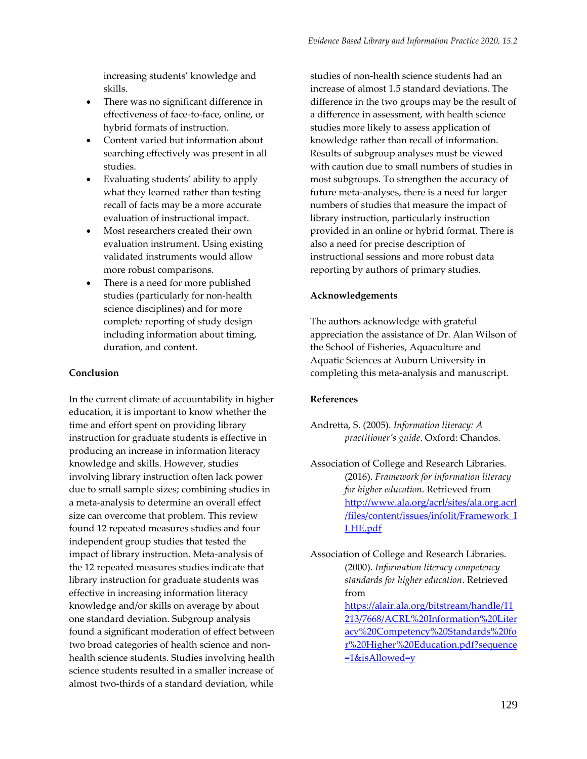increasing students' knowledge and skills.

- There was no significant difference in effectiveness of face-to-face, online, or hybrid formats of instruction.
- Content varied but information about searching effectively was present in all studies.
- Evaluating students' ability to apply what they learned rather than testing recall of facts may be a more accurate evaluation of instructional impact.
- Most researchers created their own evaluation instrument. Using existing validated instruments would allow more robust comparisons.
- There is a need for more published studies (particularly for non-health science disciplines) and for more complete reporting of study design including information about timing, duration, and content.

**Conclusion**

In the current climate of accountability in higher education, it is important to know whether the time and effort spent on providing library instruction for graduate students is effective in producing an increase in information literacy knowledge and skills. However, studies involving library instruction often lack power due to small sample sizes; combining studies in a meta-analysis to determine an overall effect size can overcome that problem. This review found 12 repeated measures studies and four independent group studies that tested the impact of library instruction. Meta-analysis of the 12 repeated measures studies indicate that library instruction for graduate students was effective in increasing information literacy knowledge and/or skills on average by about one standard deviation. Subgroup analysis found a significant moderation of effect between two broad categories of health science and non-health science students. Studies involving health science students resulted in a smaller increase of almost two-thirds of a standard deviation, while studies of non-health science students had an increase of almost 1.5 standard deviations. The difference in the two groups may be the result of a difference in assessment, with health science studies more likely to assess application of knowledge rather than recall of information. Results of subgroup analyses must be viewed with caution due to small numbers of studies in most subgroups. To strengthen the accuracy of future meta-analyses, there is a need for larger numbers of studies that measure the impact of library instruction, particularly instruction provided in an online or hybrid format. There is also a need for precise description of instructional sessions and more robust data reporting by authors of primary studies.

**Acknowledgements**

The authors acknowledge with grateful appreciation the assistance of Dr. Alan Wilson of the School of Fisheries, Aquaculture and Aquatic Sciences at Auburn University in completing this meta-analysis and manuscript.

**References**

Andretta, S. (2005). *Information literacy: A practitioner's guide*. Oxford: Chandos.

Association of College and Research Libraries. (2016). *Framework for information literacy for higher education*. Retrieved from http://www.ala.org/acrl/sites/ala.org.acrl/files/content/issues/infolit/Framework_ILHE.pdf

Association of College and Research Libraries. (2000). *Information literacy competency standards for higher education*. Retrieved from https://alair.ala.org/bitstream/handle/11213/7668/ACRL%20Information%20Literacy%20Competency%20Standards%20for%20Higher%20Education.pdf?sequence=1&isAllowed=y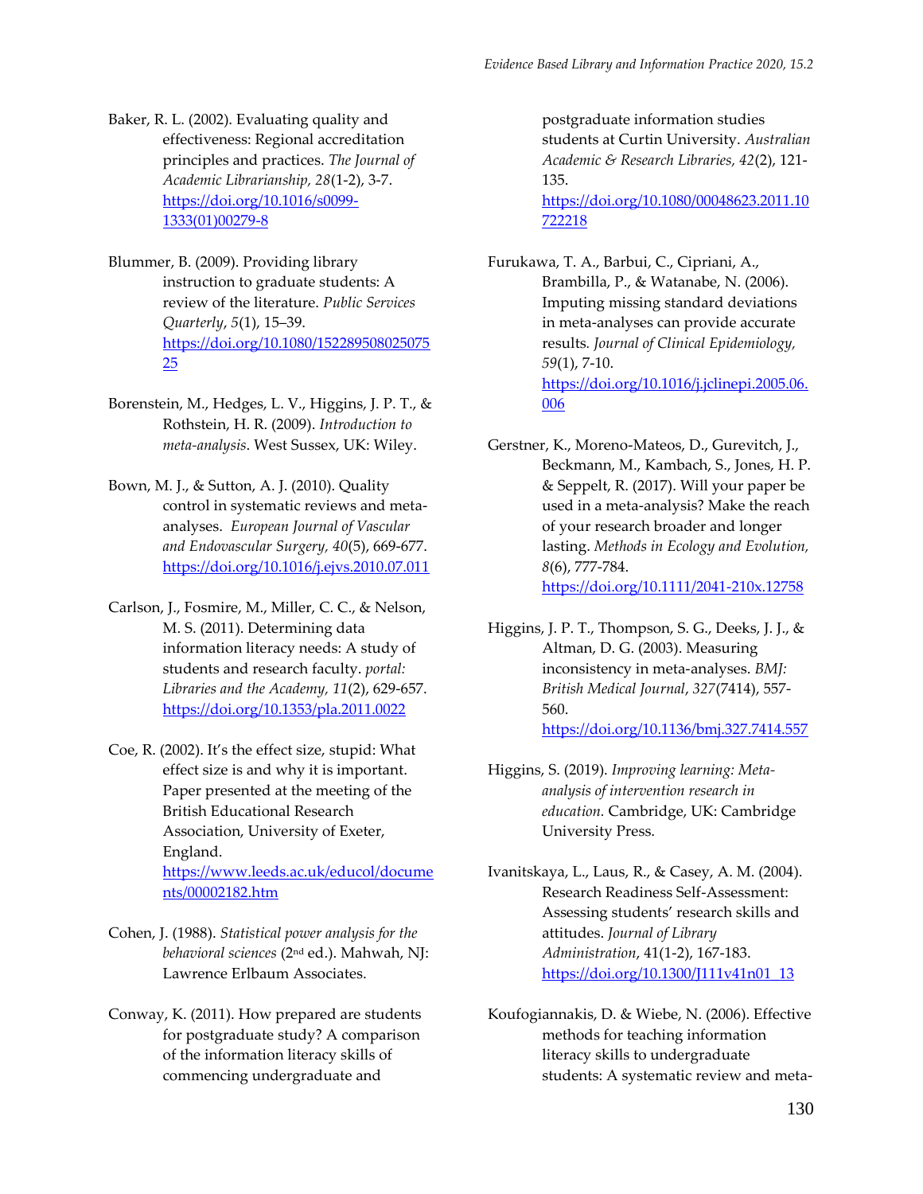Baker, R. L. (2002). Evaluating quality and effectiveness: Regional accreditation principles and practices. *The Journal of Academic Librarianship, 28*(1-2), 3-7. https://doi.org/10.1016/s0099-1333(01)00279-8

Blummer, B. (2009). Providing library instruction to graduate students: A review of the literature. *Public Services Quarterly*, *5*(1), 15–39. https://doi.org/10.1080/15228950802507525

Borenstein, M., Hedges, L. V., Higgins, J. P. T., & Rothstein, H. R. (2009). *Introduction to meta-analysis*. West Sussex, UK: Wiley.

Bown, M. J., & Sutton, A. J. (2010). Quality control in systematic reviews and meta-analyses. *European Journal of Vascular and Endovascular Surgery, 40*(5), 669-677. https://doi.org/10.1016/j.ejvs.2010.07.011

Carlson, J., Fosmire, M., Miller, C. C., & Nelson, M. S. (2011). Determining data information literacy needs: A study of students and research faculty. *portal: Libraries and the Academy, 11*(2), 629-657. https://doi.org/10.1353/pla.2011.0022

Coe, R. (2002). It's the effect size, stupid: What effect size is and why it is important. Paper presented at the meeting of the British Educational Research Association, University of Exeter, England. https://www.leeds.ac.uk/educol/documents/00002182.htm

Cohen, J. (1988). *Statistical power analysis for the behavioral sciences* (2nd ed.). Mahwah, NJ: Lawrence Erlbaum Associates.

Conway, K. (2011). How prepared are students for postgraduate study? A comparison of the information literacy skills of commencing undergraduate and postgraduate information studies students at Curtin University. *Australian Academic & Research Libraries, 42*(2), 121-135. https://doi.org/10.1080/00048623.2011.10722218

Furukawa, T. A., Barbui, C., Cipriani, A., Brambilla, P., & Watanabe, N. (2006). Imputing missing standard deviations in meta-analyses can provide accurate results. *Journal of Clinical Epidemiology, 59*(1), 7-10. https://doi.org/10.1016/j.jclinepi.2005.06.006

Gerstner, K., Moreno-Mateos, D., Gurevitch, J., Beckmann, M., Kambach, S., Jones, H. P. & Seppelt, R. (2017). Will your paper be used in a meta-analysis? Make the reach of your research broader and longer lasting. *Methods in Ecology and Evolution, 8*(6), 777-784. https://doi.org/10.1111/2041-210x.12758

Higgins, J. P. T., Thompson, S. G., Deeks, J. J., & Altman, D. G. (2003). Measuring inconsistency in meta-analyses. *BMJ: British Medical Journal*, *327*(7414), 557-560. https://doi.org/10.1136/bmj.327.7414.557

Higgins, S. (2019). *Improving learning: Meta-analysis of intervention research in education.* Cambridge, UK: Cambridge University Press.

Ivanitskaya, L., Laus, R., & Casey, A. M. (2004). Research Readiness Self-Assessment: Assessing students' research skills and attitudes. *Journal of Library Administration*, 41(1-2), 167-183. https://doi.org/10.1300/J111v41n01_13

Koufogiannakis, D. & Wiebe, N. (2006). Effective methods for teaching information literacy skills to undergraduate students: A systematic review and meta-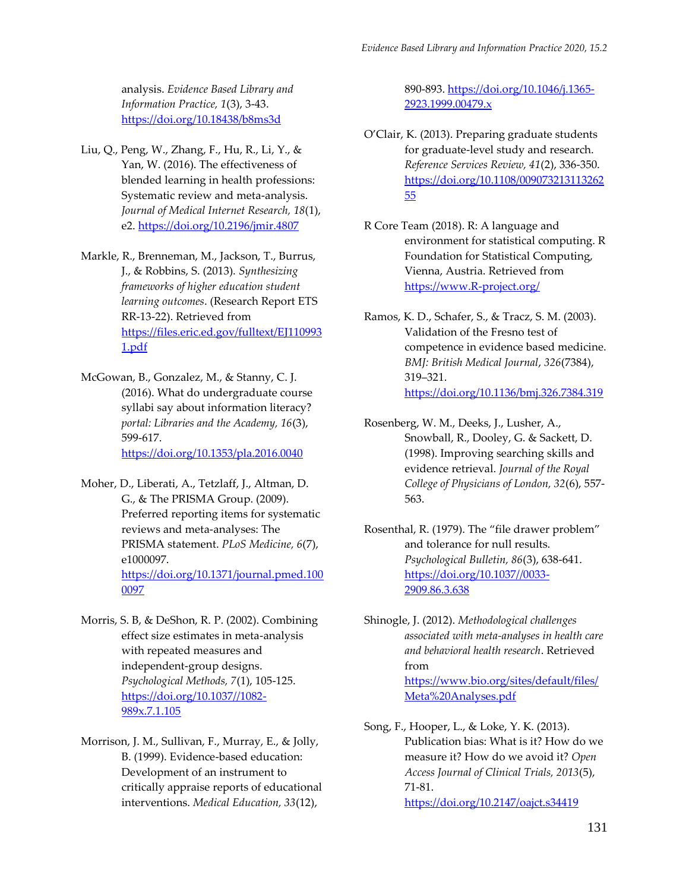analysis. *Evidence Based Library and Information Practice, 1*(3), 3-43. https://doi.org/10.18438/b8ms3d

Liu, Q., Peng, W., Zhang, F., Hu, R., Li, Y., & Yan, W. (2016). The effectiveness of blended learning in health professions: Systematic review and meta-analysis. *Journal of Medical Internet Research, 18*(1), e2. https://doi.org/10.2196/jmir.4807

Markle, R., Brenneman, M., Jackson, T., Burrus, J., & Robbins, S. (2013). *Synthesizing frameworks of higher education student learning outcomes*. (Research Report ETS RR-13-22). Retrieved from https://files.eric.ed.gov/fulltext/EJ1109931.pdf

McGowan, B., Gonzalez, M., & Stanny, C. J. (2016). What do undergraduate course syllabi say about information literacy? *portal: Libraries and the Academy, 16*(3), 599-617. https://doi.org/10.1353/pla.2016.0040

Moher, D., Liberati, A., Tetzlaff, J., Altman, D. G., & The PRISMA Group. (2009). Preferred reporting items for systematic reviews and meta-analyses: The PRISMA statement. *PLoS Medicine, 6*(7), e1000097. https://doi.org/10.1371/journal.pmed.1000097

Morris, S. B, & DeShon, R. P. (2002). Combining effect size estimates in meta-analysis with repeated measures and independent-group designs. *Psychological Methods, 7*(1), 105-125. https://doi.org/10.1037//1082-989x.7.1.105

Morrison, J. M., Sullivan, F., Murray, E., & Jolly, B. (1999). Evidence-based education: Development of an instrument to critically appraise reports of educational interventions. *Medical Education, 33*(12), 890-893. https://doi.org/10.1046/j.1365-2923.1999.00479.x

O'Clair, K. (2013). Preparing graduate students for graduate-level study and research. *Reference Services Review, 41*(2), 336-350. https://doi.org/10.1108/00907321311326255

R Core Team (2018). R: A language and environment for statistical computing. R Foundation for Statistical Computing, Vienna, Austria. Retrieved from https://www.R-project.org/

Ramos, K. D., Schafer, S., & Tracz, S. M. (2003). Validation of the Fresno test of competence in evidence based medicine. *BMJ: British Medical Journal, 326*(7384), 319–321. https://doi.org/10.1136/bmj.326.7384.319

Rosenberg, W. M., Deeks, J., Lusher, A., Snowball, R., Dooley, G. & Sackett, D. (1998). Improving searching skills and evidence retrieval. *Journal of the Royal College of Physicians of London, 32*(6), 557-563.

Rosenthal, R. (1979). The "file drawer problem" and tolerance for null results. *Psychological Bulletin, 86*(3), 638-641. https://doi.org/10.1037//0033-2909.86.3.638

Shinogle, J. (2012). *Methodological challenges associated with meta-analyses in health care and behavioral health research*. Retrieved from https://www.bio.org/sites/default/files/Meta%20Analyses.pdf

Song, F., Hooper, L., & Loke, Y. K. (2013). Publication bias: What is it? How do we measure it? How do we avoid it? *Open Access Journal of Clinical Trials, 2013*(5), 71-81. https://doi.org/10.2147/oajct.s34419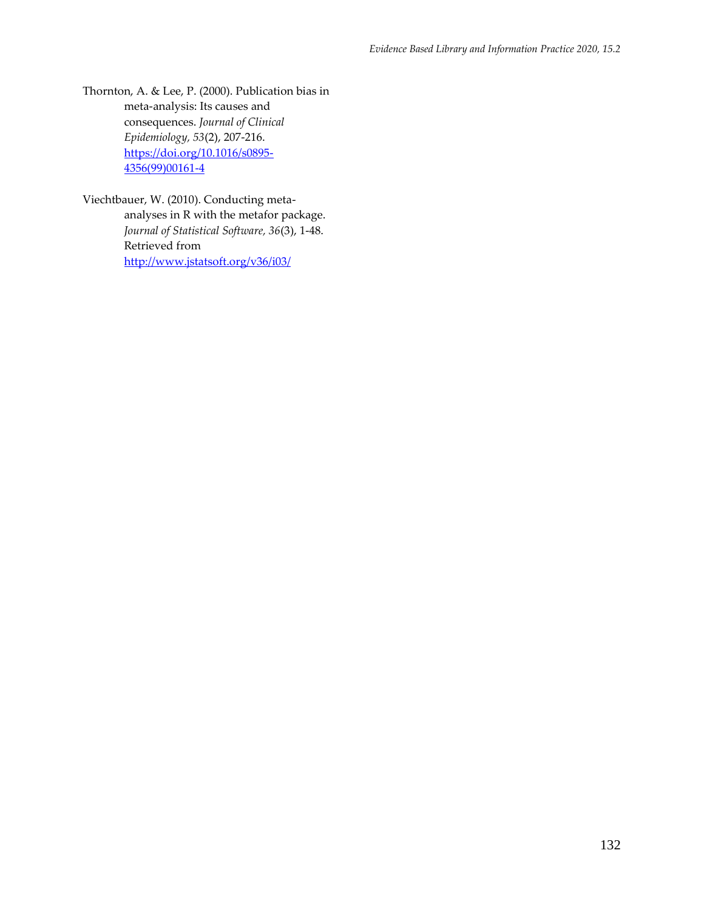Thornton, A. & Lee, P. (2000). Publication bias in meta-analysis: Its causes and consequences. *Journal of Clinical Epidemiology, 53*(2), 207-216. https://doi.org/10.1016/s0895-4356(99)00161-4

Viechtbauer, W. (2010). Conducting meta-analyses in R with the metafor package. *Journal of Statistical Software, 36*(3), 1-48. Retrieved from http://www.jstatsoft.org/v36/i03/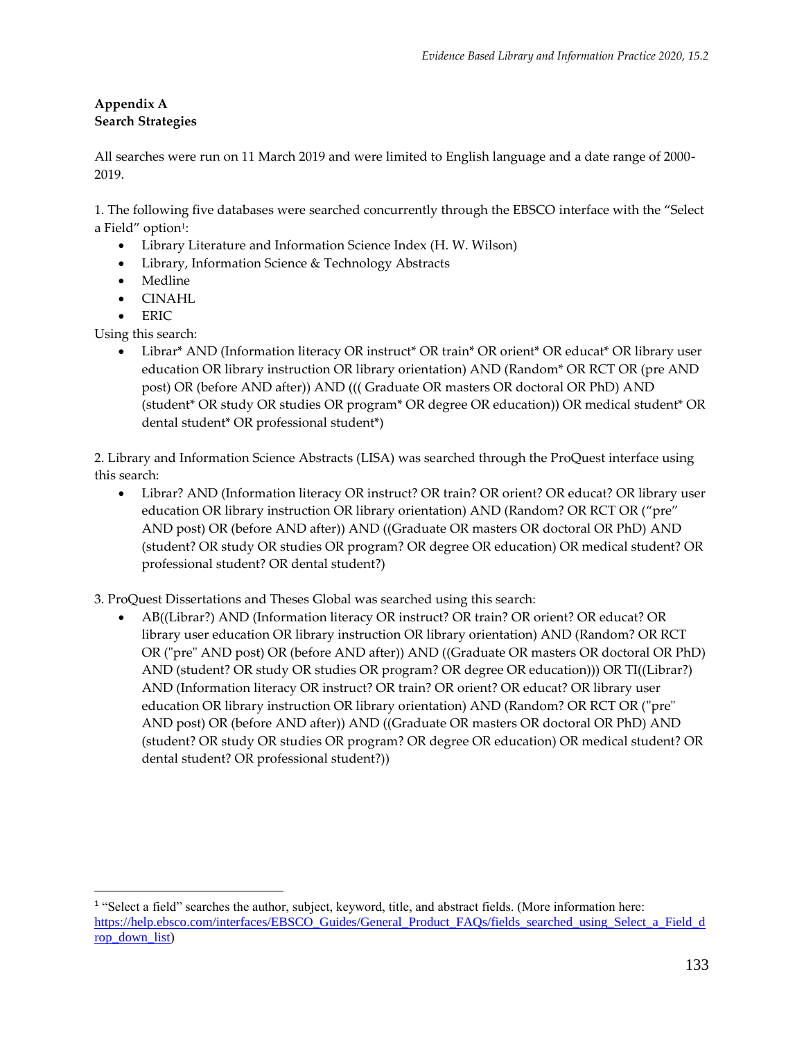**Appendix A**
**Search Strategies**

All searches were run on 11 March 2019 and were limited to English language and a date range of 2000-2019.

1. The following five databases were searched concurrently through the EBSCO interface with the "Select a Field" option[1]:

- Library Literature and Information Science Index (H. W. Wilson)
- Library, Information Science & Technology Abstracts
- Medline
- CINAHL
- ERIC

Using this search:

- Librar* AND (Information literacy OR instruct* OR train* OR orient* OR educat* OR library user education OR library instruction OR library orientation) AND (Random* OR RCT OR (pre AND post) OR (before AND after)) AND ((( Graduate OR masters OR doctoral OR PhD) AND (student* OR study OR studies OR program* OR degree OR education)) OR medical student* OR dental student* OR professional student*)

2. Library and Information Science Abstracts (LISA) was searched through the ProQuest interface using this search:

- Librar? AND (Information literacy OR instruct? OR train? OR orient? OR educat? OR library user education OR library instruction OR library orientation) AND (Random? OR RCT OR ("pre" AND post) OR (before AND after)) AND ((Graduate OR masters OR doctoral OR PhD) AND (student? OR study OR studies OR program? OR degree OR education) OR medical student? OR professional student? OR dental student?)

3. ProQuest Dissertations and Theses Global was searched using this search:

- AB((Librar?) AND (Information literacy OR instruct? OR train? OR orient? OR educat? OR library user education OR library instruction OR library orientation) AND (Random? OR RCT OR ("pre" AND post) OR (before AND after)) AND ((Graduate OR masters OR doctoral OR PhD) AND (student? OR study OR studies OR program? OR degree OR education))) OR TI((Librar?) AND (Information literacy OR instruct? OR train? OR orient? OR educat? OR library user education OR library instruction OR library orientation) AND (Random? OR RCT OR ("pre" AND post) OR (before AND after)) AND ((Graduate OR masters OR doctoral OR PhD) AND (student? OR study OR studies OR program? OR degree OR education) OR medical student? OR dental student? OR professional student?))

---

[1] "Select a field" searches the author, subject, keyword, title, and abstract fields. (More information here: https://help.ebsco.com/interfaces/EBSCO_Guides/General_Product_FAQs/fields_searched_using_Select_a_Field_drop_down_list)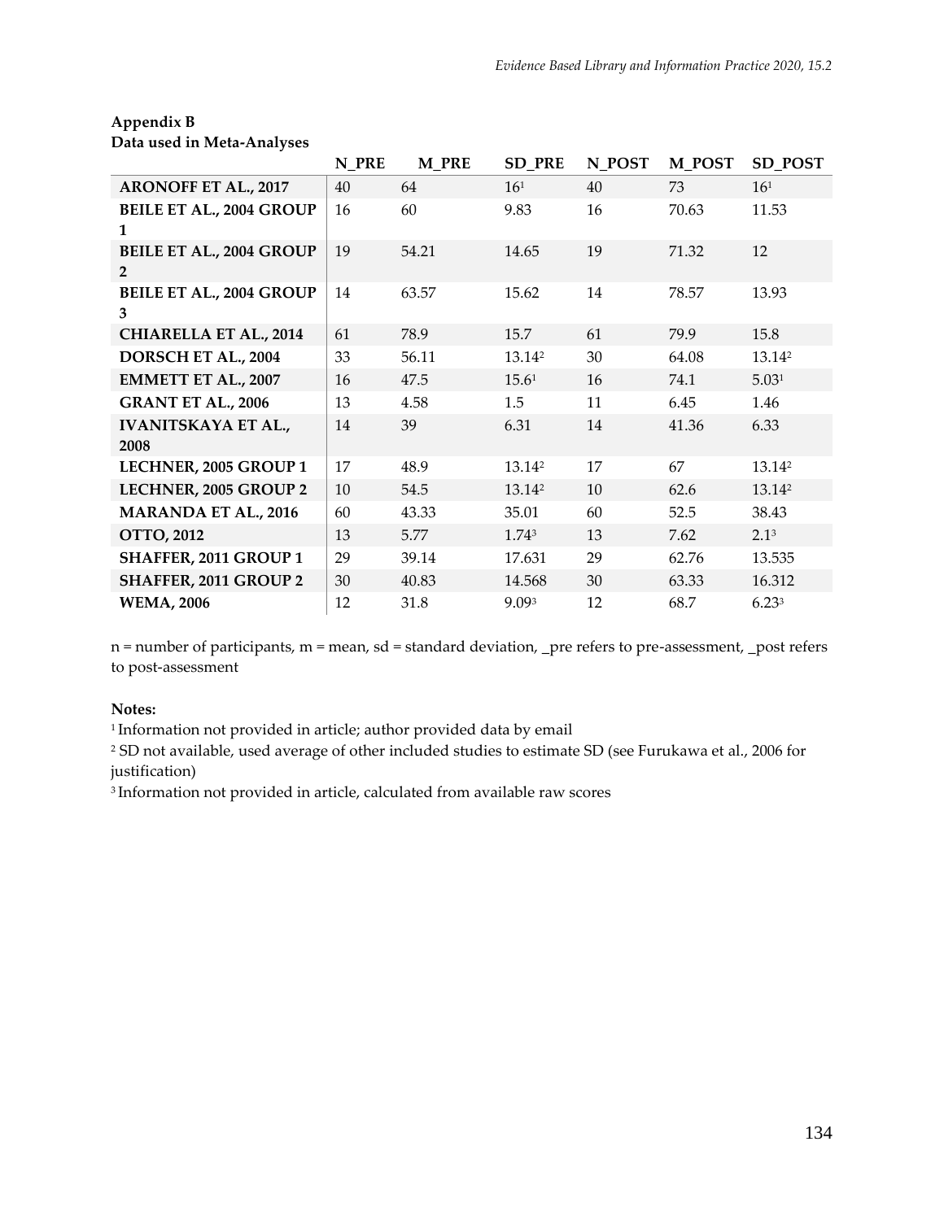**Appendix B**
**Data used in Meta-Analyses**

| | N_PRE | M_PRE | SD_PRE | N_POST | M_POST | SD_POST |
|---|---|---|---|---|---|---|
| **ARONOFF ET AL., 2017** | 40 | 64 | 16[1] | 40 | 73 | 16[1] |
| **BEILE ET AL., 2004 GROUP 1** | 16 | 60 | 9.83 | 16 | 70.63 | 11.53 |
| **BEILE ET AL., 2004 GROUP 2** | 19 | 54.21 | 14.65 | 19 | 71.32 | 12 |
| **BEILE ET AL., 2004 GROUP 3** | 14 | 63.57 | 15.62 | 14 | 78.57 | 13.93 |
| **CHIARELLA ET AL., 2014** | 61 | 78.9 | 15.7 | 61 | 79.9 | 15.8 |
| **DORSCH ET AL., 2004** | 33 | 56.11 | 13.14[2] | 30 | 64.08 | 13.14[2] |
| **EMMETT ET AL., 2007** | 16 | 47.5 | 15.6[1] | 16 | 74.1 | 5.03[1] |
| **GRANT ET AL., 2006** | 13 | 4.58 | 1.5 | 11 | 6.45 | 1.46 |
| **IVANITSKAYA ET AL., 2008** | 14 | 39 | 6.31 | 14 | 41.36 | 6.33 |
| **LECHNER, 2005 GROUP 1** | 17 | 48.9 | 13.14[2] | 17 | 67 | 13.14[2] |
| **LECHNER, 2005 GROUP 2** | 10 | 54.5 | 13.14[2] | 10 | 62.6 | 13.14[2] |
| **MARANDA ET AL., 2016** | 60 | 43.33 | 35.01 | 60 | 52.5 | 38.43 |
| **OTTO, 2012** | 13 | 5.77 | 1.74[3] | 13 | 7.62 | 2.1[3] |
| **SHAFFER, 2011 GROUP 1** | 29 | 39.14 | 17.631 | 29 | 62.76 | 13.535 |
| **SHAFFER, 2011 GROUP 2** | 30 | 40.83 | 14.568 | 30 | 63.33 | 16.312 |
| **WEMA, 2006** | 12 | 31.8 | 9.09[3] | 12 | 68.7 | 6.23[3] |

n = number of participants, m = mean, sd = standard deviation, _pre refers to pre-assessment, _post refers to post-assessment

**Notes:**

[1] Information not provided in article; author provided data by email

[2] SD not available, used average of other included studies to estimate SD (see Furukawa et al., 2006 for justification)

[3] Information not provided in article, calculated from available raw scores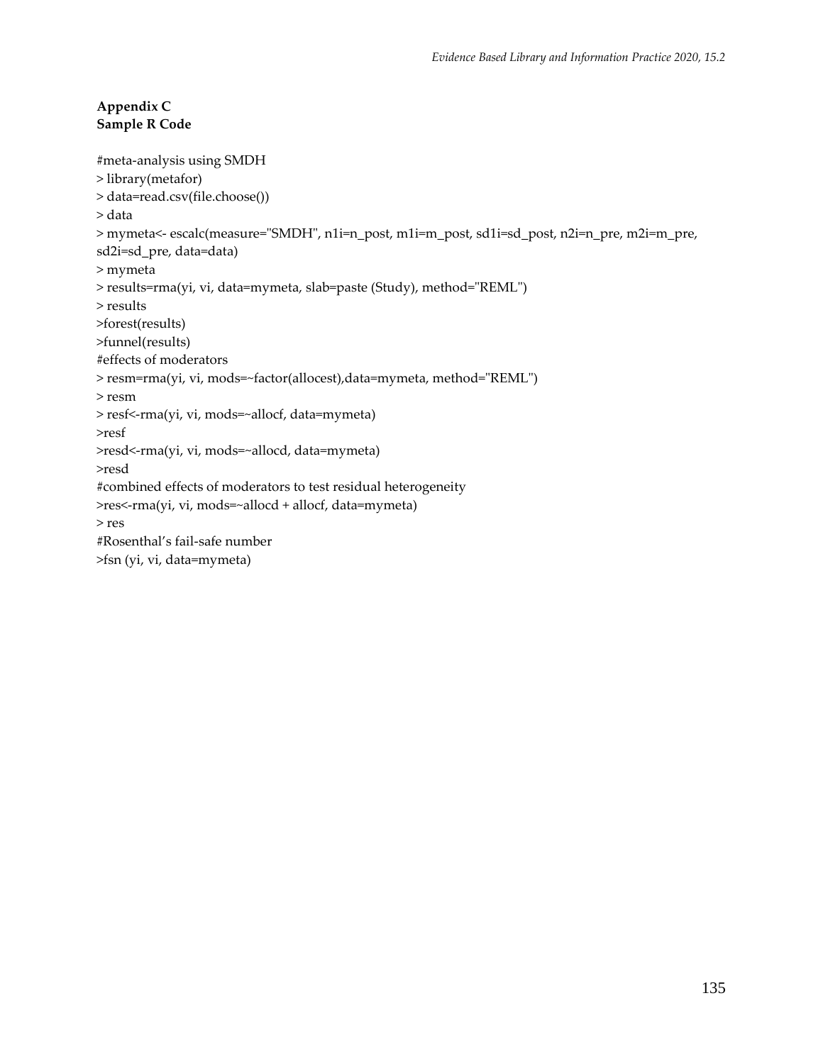**Appendix C**
**Sample R Code**

```
#meta-analysis using SMDH
> library(metafor)
> data=read.csv(file.choose())
> data
> mymeta<- escalc(measure="SMDH", n1i=n_post, m1i=m_post, sd1i=sd_post, n2i=n_pre, m2i=m_pre, sd2i=sd_pre, data=data)
> mymeta
> results=rma(yi, vi, data=mymeta, slab=paste (Study), method="REML")
> results
>forest(results)
>funnel(results)
#effects of moderators
> resm=rma(yi, vi, mods=~factor(allocest),data=mymeta, method="REML")
> resm
> resf<-rma(yi, vi, mods=~allocf, data=mymeta)
>resf
>resd<-rma(yi, vi, mods=~allocd, data=mymeta)
>resd
#combined effects of moderators to test residual heterogeneity
>res<-rma(yi, vi, mods=~allocd + allocf, data=mymeta)
> res
#Rosenthal's fail-safe number
>fsn (yi, vi, data=mymeta)
```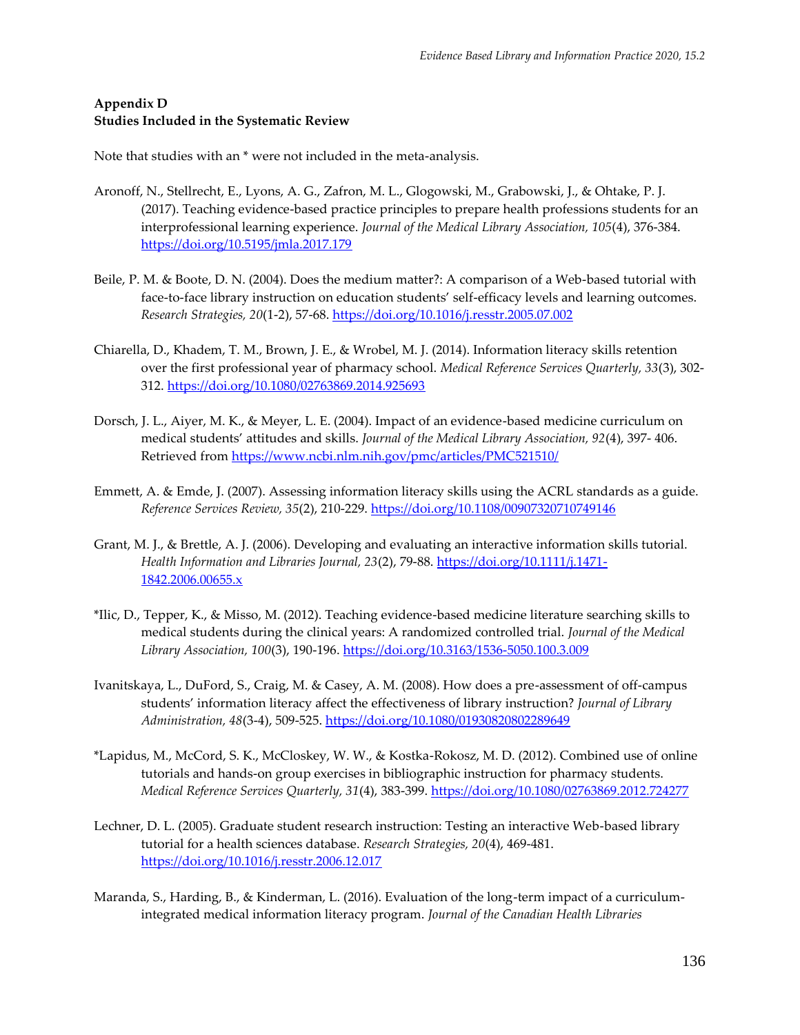**Appendix D**
**Studies Included in the Systematic Review**

Note that studies with an * were not included in the meta-analysis.

Aronoff, N., Stellrecht, E., Lyons, A. G., Zafron, M. L., Glogowski, M., Grabowski, J., & Ohtake, P. J. (2017). Teaching evidence-based practice principles to prepare health professions students for an interprofessional learning experience. *Journal of the Medical Library Association, 105*(4), 376-384. https://doi.org/10.5195/jmla.2017.179

Beile, P. M. & Boote, D. N. (2004). Does the medium matter?: A comparison of a Web-based tutorial with face-to-face library instruction on education students' self-efficacy levels and learning outcomes. *Research Strategies, 20*(1-2), 57-68. https://doi.org/10.1016/j.resstr.2005.07.002

Chiarella, D., Khadem, T. M., Brown, J. E., & Wrobel, M. J. (2014). Information literacy skills retention over the first professional year of pharmacy school. *Medical Reference Services Quarterly, 33*(3), 302-312. https://doi.org/10.1080/02763869.2014.925693

Dorsch, J. L., Aiyer, M. K., & Meyer, L. E. (2004). Impact of an evidence-based medicine curriculum on medical students' attitudes and skills. *Journal of the Medical Library Association, 92*(4), 397- 406. Retrieved from https://www.ncbi.nlm.nih.gov/pmc/articles/PMC521510/

Emmett, A. & Emde, J. (2007). Assessing information literacy skills using the ACRL standards as a guide. *Reference Services Review, 35*(2), 210-229. https://doi.org/10.1108/00907320710749146

Grant, M. J., & Brettle, A. J. (2006). Developing and evaluating an interactive information skills tutorial. *Health Information and Libraries Journal, 23*(2), 79-88. https://doi.org/10.1111/j.1471-1842.2006.00655.x

*Ilic, D., Tepper, K., & Misso, M. (2012). Teaching evidence-based medicine literature searching skills to medical students during the clinical years: A randomized controlled trial. *Journal of the Medical Library Association, 100*(3), 190-196. https://doi.org/10.3163/1536-5050.100.3.009

Ivanitskaya, L., DuFord, S., Craig, M. & Casey, A. M. (2008). How does a pre-assessment of off-campus students' information literacy affect the effectiveness of library instruction? *Journal of Library Administration, 48*(3-4), 509-525. https://doi.org/10.1080/01930820802289649

*Lapidus, M., McCord, S. K., McCloskey, W. W., & Kostka-Rokosz, M. D. (2012). Combined use of online tutorials and hands-on group exercises in bibliographic instruction for pharmacy students. *Medical Reference Services Quarterly, 31*(4), 383-399. https://doi.org/10.1080/02763869.2012.724277

Lechner, D. L. (2005). Graduate student research instruction: Testing an interactive Web-based library tutorial for a health sciences database. *Research Strategies, 20*(4), 469-481. https://doi.org/10.1016/j.resstr.2006.12.017

Maranda, S., Harding, B., & Kinderman, L. (2016). Evaluation of the long-term impact of a curriculum-integrated medical information literacy program. *Journal of the Canadian Health Libraries*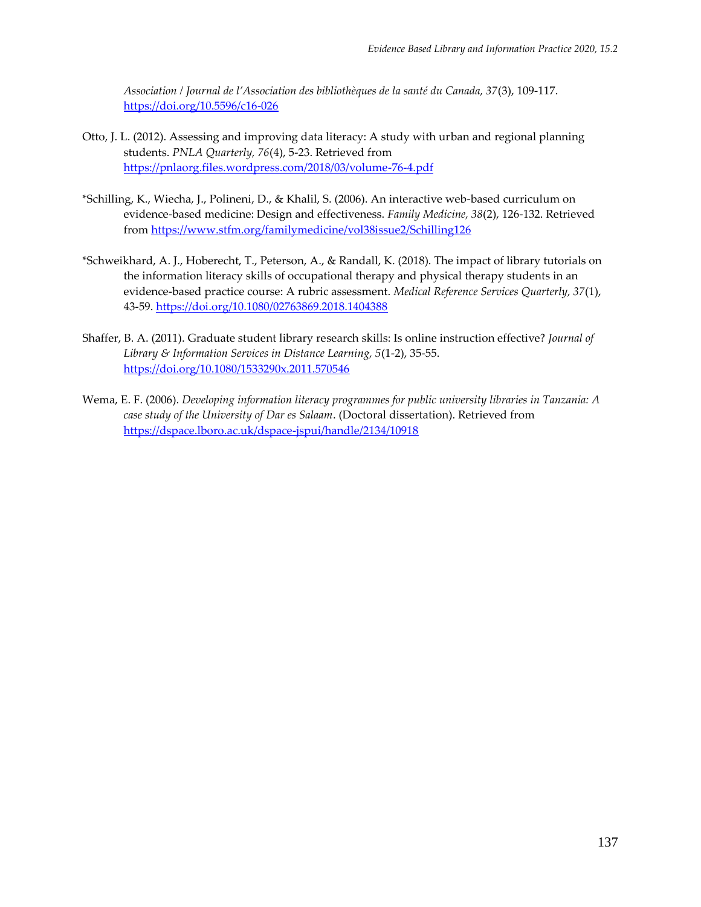*Association / Journal de l'Association des bibliothèques de la santé du Canada, 37*(3), 109-117. https://doi.org/10.5596/c16-026

Otto, J. L. (2012). Assessing and improving data literacy: A study with urban and regional planning students. *PNLA Quarterly, 76*(4), 5-23. Retrieved from https://pnlaorg.files.wordpress.com/2018/03/volume-76-4.pdf

*Schilling, K., Wiecha, J., Polineni, D., & Khalil, S. (2006). An interactive web-based curriculum on evidence-based medicine: Design and effectiveness. *Family Medicine, 38*(2), 126-132. Retrieved from https://www.stfm.org/familymedicine/vol38issue2/Schilling126

*Schweikhard, A. J., Hoberecht, T., Peterson, A., & Randall, K. (2018). The impact of library tutorials on the information literacy skills of occupational therapy and physical therapy students in an evidence-based practice course: A rubric assessment. *Medical Reference Services Quarterly, 37*(1), 43-59. https://doi.org/10.1080/02763869.2018.1404388

Shaffer, B. A. (2011). Graduate student library research skills: Is online instruction effective? *Journal of Library & Information Services in Distance Learning, 5*(1-2), 35-55. https://doi.org/10.1080/1533290x.2011.570546

Wema, E. F. (2006). *Developing information literacy programmes for public university libraries in Tanzania: A case study of the University of Dar es Salaam*. (Doctoral dissertation). Retrieved from https://dspace.lboro.ac.uk/dspace-jspui/handle/2134/10918